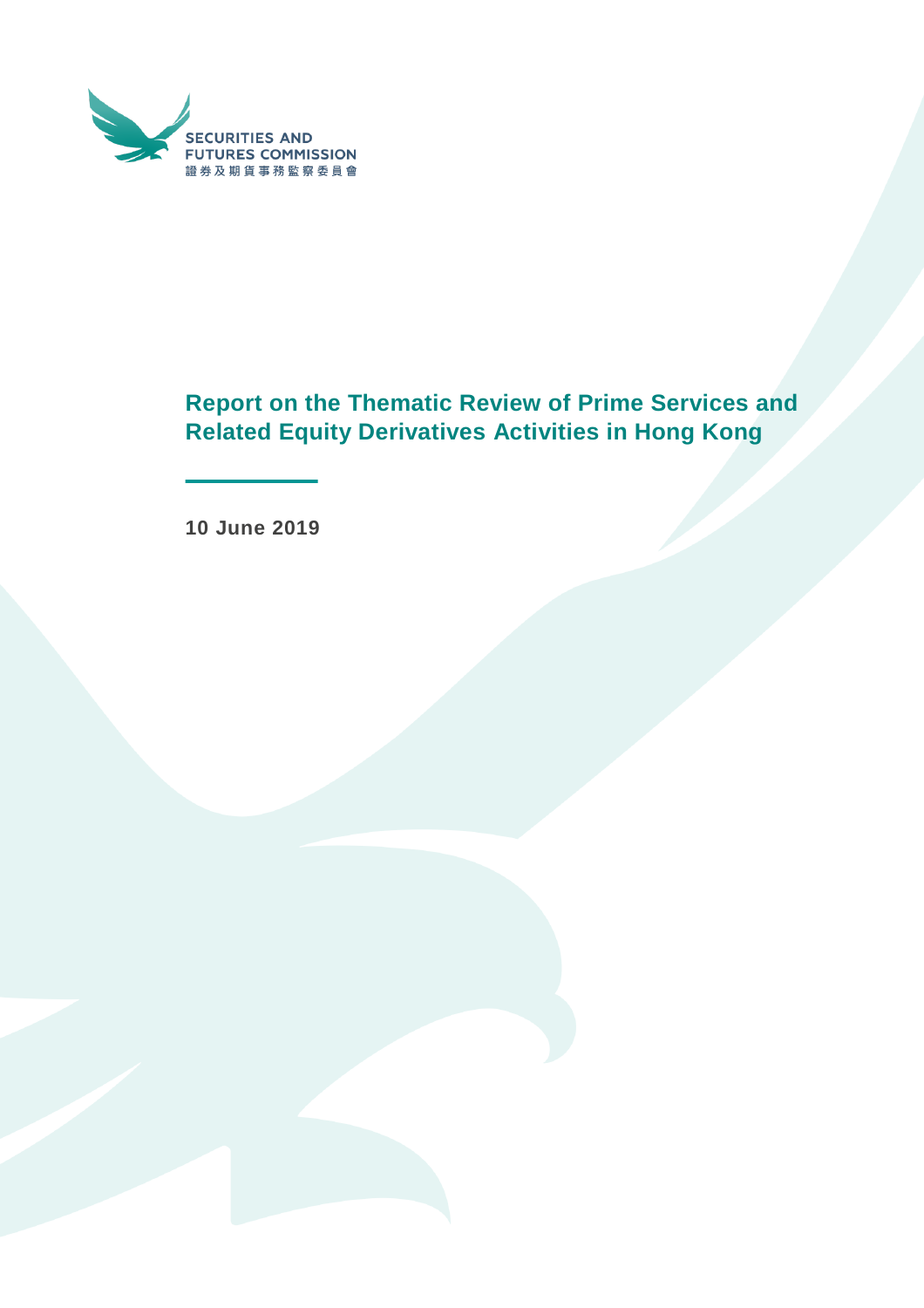SECURITIES AND FUTURES COMMISSION
證券及期貨事務監察委員會

# Report on the Thematic Review of Prime Services and Related Equity Derivatives Activities in Hong Kong

**10 June 2019**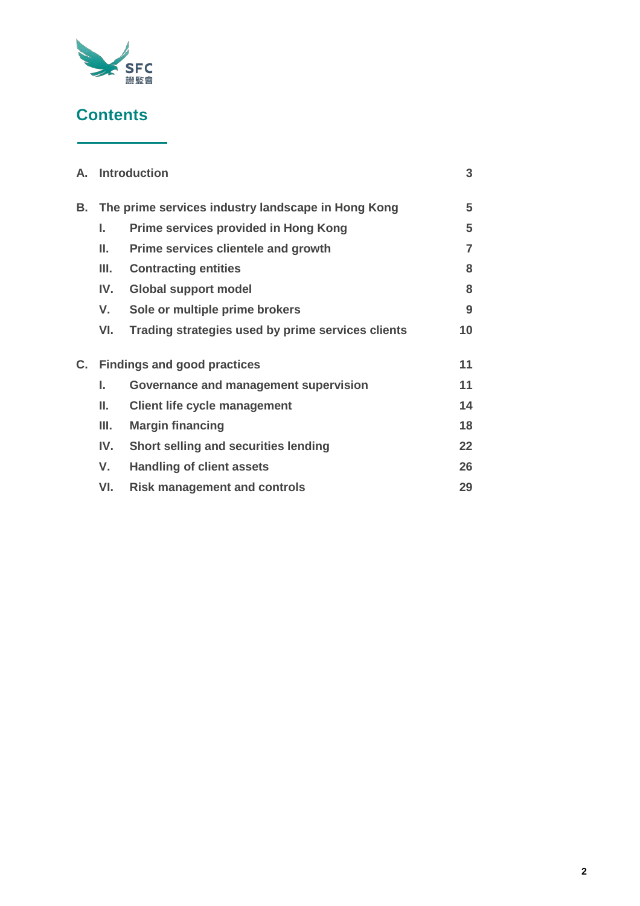# Contents

| | | |
|---|---|---|
| **A.** | **Introduction** | **3** |
| **B.** | **The prime services industry landscape in Hong Kong** | **5** |
| | **I. Prime services provided in Hong Kong** | **5** |
| | **II. Prime services clientele and growth** | **7** |
| | **III. Contracting entities** | **8** |
| | **IV. Global support model** | **8** |
| | **V. Sole or multiple prime brokers** | **9** |
| | **VI. Trading strategies used by prime services clients** | **10** |
| **C.** | **Findings and good practices** | **11** |
| | **I. Governance and management supervision** | **11** |
| | **II. Client life cycle management** | **14** |
| | **III. Margin financing** | **18** |
| | **IV. Short selling and securities lending** | **22** |
| | **V. Handling of client assets** | **26** |
| | **VI. Risk management and controls** | **29** |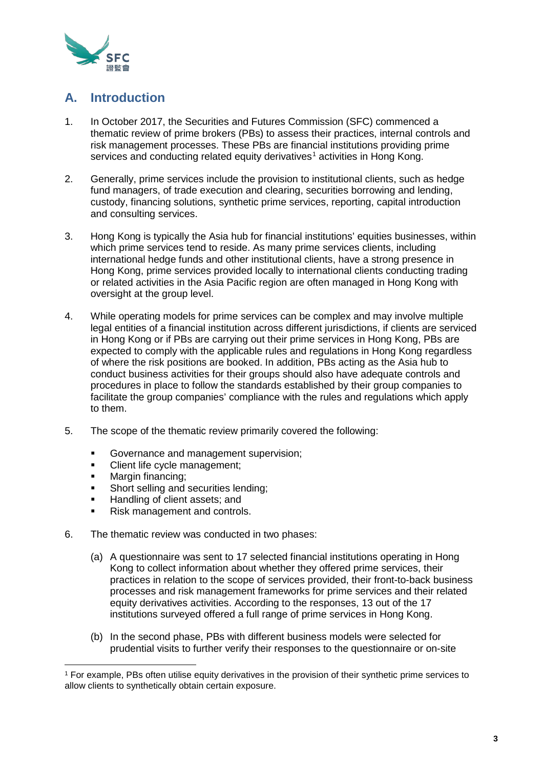## A. Introduction

1. In October 2017, the Securities and Futures Commission (SFC) commenced a thematic review of prime brokers (PBs) to assess their practices, internal controls and risk management processes. These PBs are financial institutions providing prime services and conducting related equity derivatives[1] activities in Hong Kong.

2. Generally, prime services include the provision to institutional clients, such as hedge fund managers, of trade execution and clearing, securities borrowing and lending, custody, financing solutions, synthetic prime services, reporting, capital introduction and consulting services.

3. Hong Kong is typically the Asia hub for financial institutions' equities businesses, within which prime services tend to reside. As many prime services clients, including international hedge funds and other institutional clients, have a strong presence in Hong Kong, prime services provided locally to international clients conducting trading or related activities in the Asia Pacific region are often managed in Hong Kong with oversight at the group level.

4. While operating models for prime services can be complex and may involve multiple legal entities of a financial institution across different jurisdictions, if clients are serviced in Hong Kong or if PBs are carrying out their prime services in Hong Kong, PBs are expected to comply with the applicable rules and regulations in Hong Kong regardless of where the risk positions are booked. In addition, PBs acting as the Asia hub to conduct business activities for their groups should also have adequate controls and procedures in place to follow the standards established by their group companies to facilitate the group companies' compliance with the rules and regulations which apply to them.

5. The scope of the thematic review primarily covered the following:

   - Governance and management supervision;
   - Client life cycle management;
   - Margin financing;
   - Short selling and securities lending;
   - Handling of client assets; and
   - Risk management and controls.

6. The thematic review was conducted in two phases:

   (a) A questionnaire was sent to 17 selected financial institutions operating in Hong Kong to collect information about whether they offered prime services, their practices in relation to the scope of services provided, their front-to-back business processes and risk management frameworks for prime services and their related equity derivatives activities. According to the responses, 13 out of the 17 institutions surveyed offered a full range of prime services in Hong Kong.

   (b) In the second phase, PBs with different business models were selected for prudential visits to further verify their responses to the questionnaire or on-site

[1] For example, PBs often utilise equity derivatives in the provision of their synthetic prime services to allow clients to synthetically obtain certain exposure.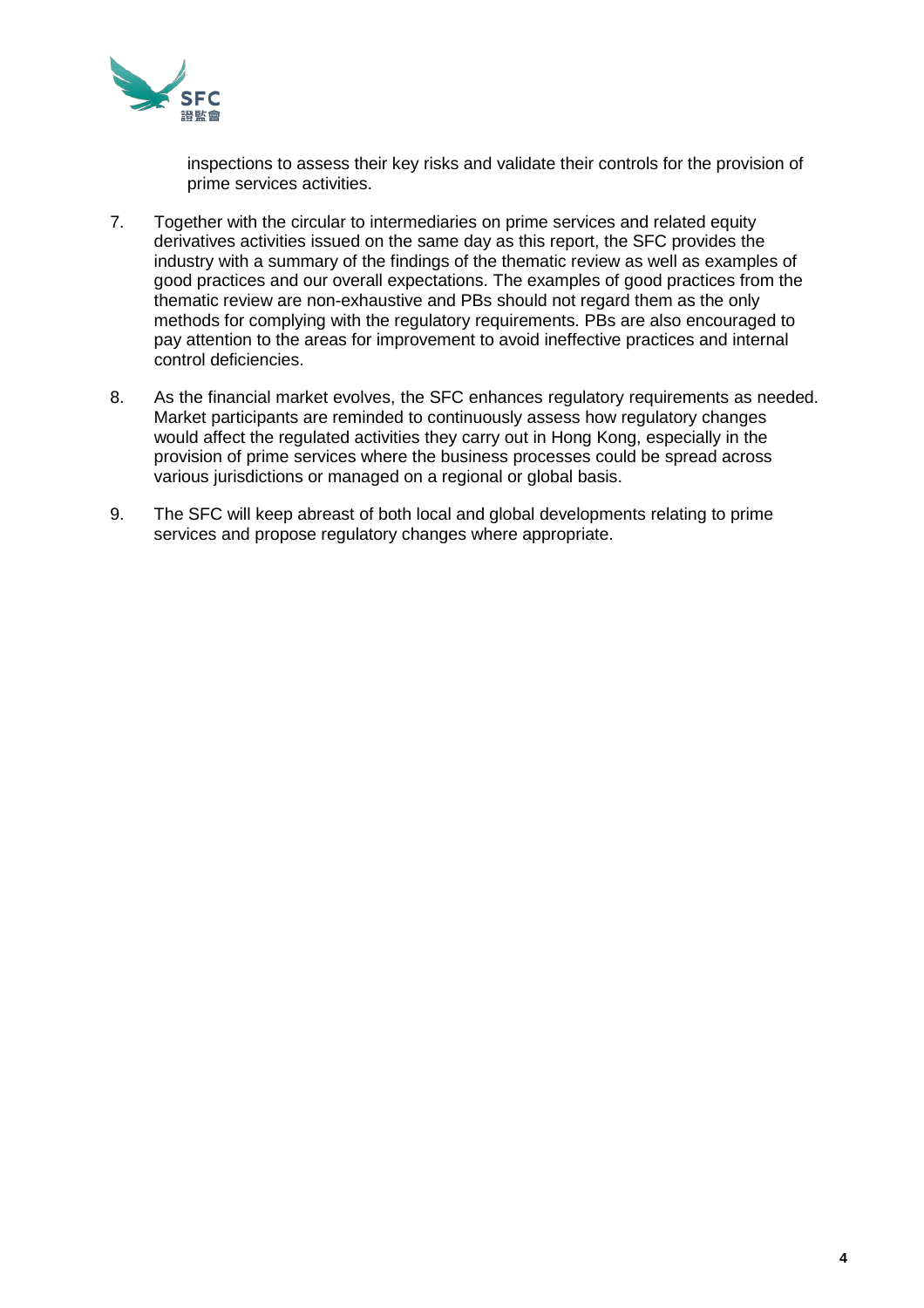inspections to assess their key risks and validate their controls for the provision of prime services activities.

7. Together with the circular to intermediaries on prime services and related equity derivatives activities issued on the same day as this report, the SFC provides the industry with a summary of the findings of the thematic review as well as examples of good practices and our overall expectations. The examples of good practices from the thematic review are non-exhaustive and PBs should not regard them as the only methods for complying with the regulatory requirements. PBs are also encouraged to pay attention to the areas for improvement to avoid ineffective practices and internal control deficiencies.

8. As the financial market evolves, the SFC enhances regulatory requirements as needed. Market participants are reminded to continuously assess how regulatory changes would affect the regulated activities they carry out in Hong Kong, especially in the provision of prime services where the business processes could be spread across various jurisdictions or managed on a regional or global basis.

9. The SFC will keep abreast of both local and global developments relating to prime services and propose regulatory changes where appropriate.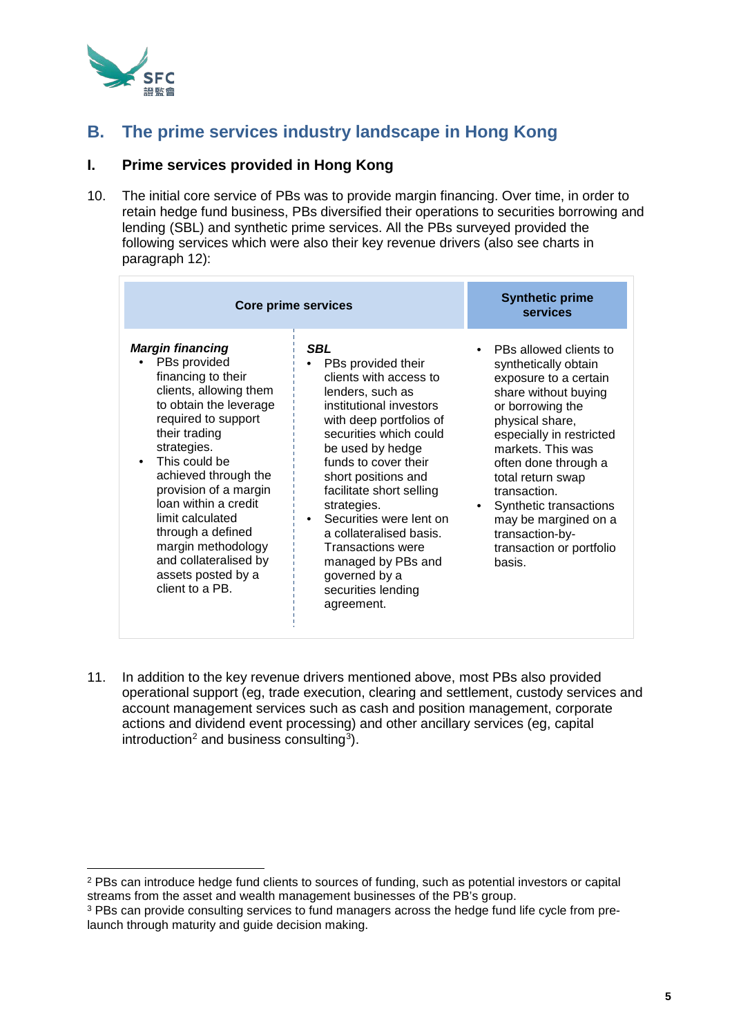## B. The prime services industry landscape in Hong Kong

### I. Prime services provided in Hong Kong

10. The initial core service of PBs was to provide margin financing. Over time, in order to retain hedge fund business, PBs diversified their operations to securities borrowing and lending (SBL) and synthetic prime services. All the PBs surveyed provided the following services which were also their key revenue drivers (also see charts in paragraph 12):

| Core prime services | | Synthetic prime services |
|---|---|---|
| ***Margin financing***<br>• PBs provided financing to their clients, allowing them to obtain the leverage required to support their trading strategies.<br>• This could be achieved through the provision of a margin loan within a credit limit calculated through a defined margin methodology and collateralised by assets posted by a client to a PB. | ***SBL***<br>• PBs provided their clients with access to lenders, such as institutional investors with deep portfolios of securities which could be used by hedge funds to cover their short positions and facilitate short selling strategies.<br>• Securities were lent on a collateralised basis. Transactions were managed by PBs and governed by a securities lending agreement. | • PBs allowed clients to synthetically obtain exposure to a certain share without buying or borrowing the physical share, especially in restricted markets. This was often done through a total return swap transaction.<br>• Synthetic transactions may be margined on a transaction-by-transaction or portfolio basis. |

11. In addition to the key revenue drivers mentioned above, most PBs also provided operational support (eg, trade execution, clearing and settlement, custody services and account management services such as cash and position management, corporate actions and dividend event processing) and other ancillary services (eg, capital introduction[2] and business consulting[3]).

---

[2] PBs can introduce hedge fund clients to sources of funding, such as potential investors or capital streams from the asset and wealth management businesses of the PB's group.

[3] PBs can provide consulting services to fund managers across the hedge fund life cycle from pre-launch through maturity and guide decision making.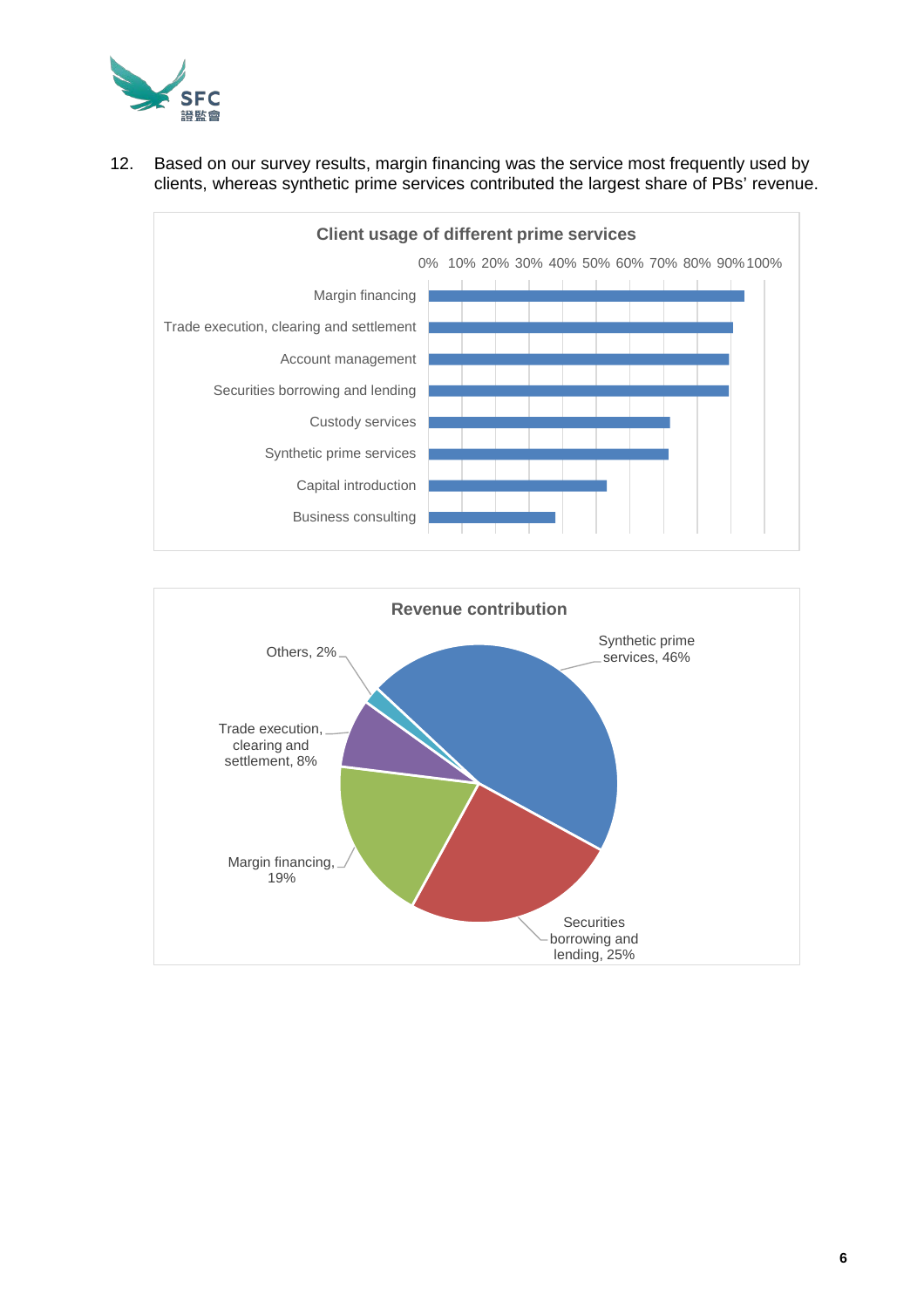12. Based on our survey results, margin financing was the service most frequently used by clients, whereas synthetic prime services contributed the largest share of PBs' revenue.

**Client usage of different prime services**

0% 10% 20% 30% 40% 50% 60% 70% 80% 90% 100%

- Margin financing
- Trade execution, clearing and settlement
- Account management
- Securities borrowing and lending
- Custody services
- Synthetic prime services
- Capital introduction
- Business consulting

**Revenue contribution**

- Synthetic prime services, 46%
- Securities borrowing and lending, 25%
- Margin financing, 19%
- Trade execution, clearing and settlement, 8%
- Others, 2%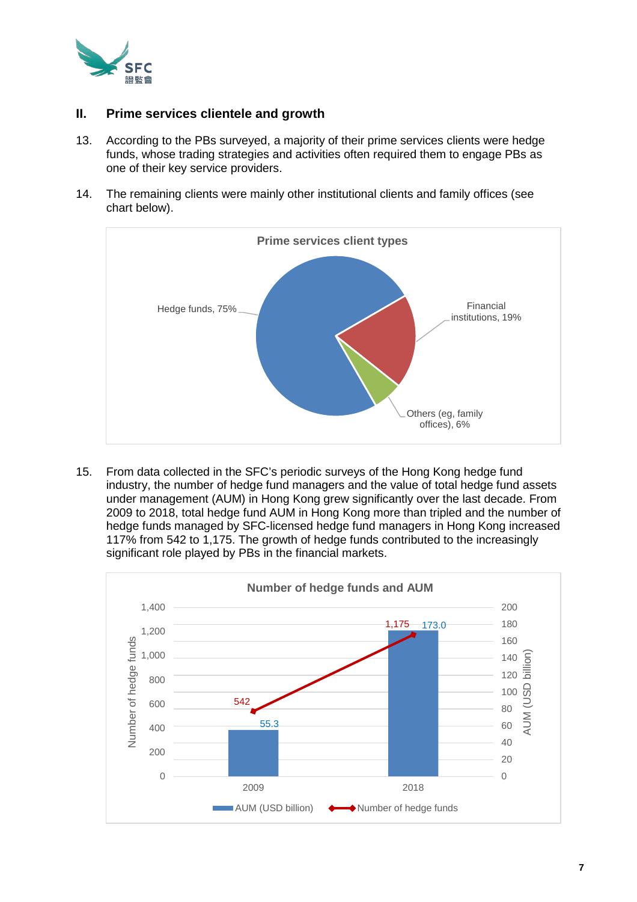## II. Prime services clientele and growth

13. According to the PBs surveyed, a majority of their prime services clients were hedge funds, whose trading strategies and activities often required them to engage PBs as one of their key service providers.

14. The remaining clients were mainly other institutional clients and family offices (see chart below).

**Prime services client types**

| Client type | Share |
|---|---|
| Hedge funds | 75% |
| Financial institutions | 19% |
| Others (eg, family offices) | 6% |

15. From data collected in the SFC's periodic surveys of the Hong Kong hedge fund industry, the number of hedge fund managers and the value of total hedge fund assets under management (AUM) in Hong Kong grew significantly over the last decade. From 2009 to 2018, total hedge fund AUM in Hong Kong more than tripled and the number of hedge funds managed by SFC-licensed hedge fund managers in Hong Kong increased 117% from 542 to 1,175. The growth of hedge funds contributed to the increasingly significant role played by PBs in the financial markets.

**Number of hedge funds and AUM**

| Year | AUM (USD billion) | Number of hedge funds |
|---|---|---|
| 2009 | 55.3 | 542 |
| 2018 | 173.0 | 1,175 |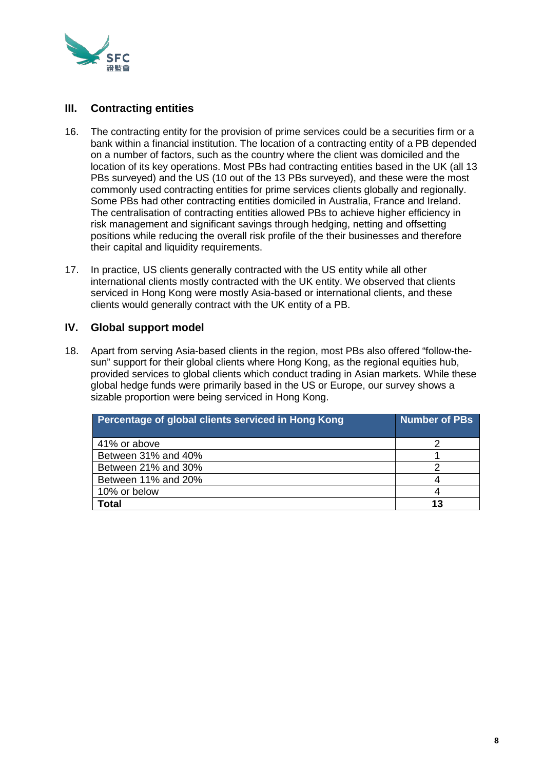## III. Contracting entities

16. The contracting entity for the provision of prime services could be a securities firm or a bank within a financial institution. The location of a contracting entity of a PB depended on a number of factors, such as the country where the client was domiciled and the location of its key operations. Most PBs had contracting entities based in the UK (all 13 PBs surveyed) and the US (10 out of the 13 PBs surveyed), and these were the most commonly used contracting entities for prime services clients globally and regionally. Some PBs had other contracting entities domiciled in Australia, France and Ireland. The centralisation of contracting entities allowed PBs to achieve higher efficiency in risk management and significant savings through hedging, netting and offsetting positions while reducing the overall risk profile of the their businesses and therefore their capital and liquidity requirements.

17. In practice, US clients generally contracted with the US entity while all other international clients mostly contracted with the UK entity. We observed that clients serviced in Hong Kong were mostly Asia-based or international clients, and these clients would generally contract with the UK entity of a PB.

## IV. Global support model

18. Apart from serving Asia-based clients in the region, most PBs also offered "follow-the-sun" support for their global clients where Hong Kong, as the regional equities hub, provided services to global clients which conduct trading in Asian markets. While these global hedge funds were primarily based in the US or Europe, our survey shows a sizable proportion were being serviced in Hong Kong.

| Percentage of global clients serviced in Hong Kong | Number of PBs |
|---|---|
| 41% or above | 2 |
| Between 31% and 40% | 1 |
| Between 21% and 30% | 2 |
| Between 11% and 20% | 4 |
| 10% or below | 4 |
| **Total** | **13** |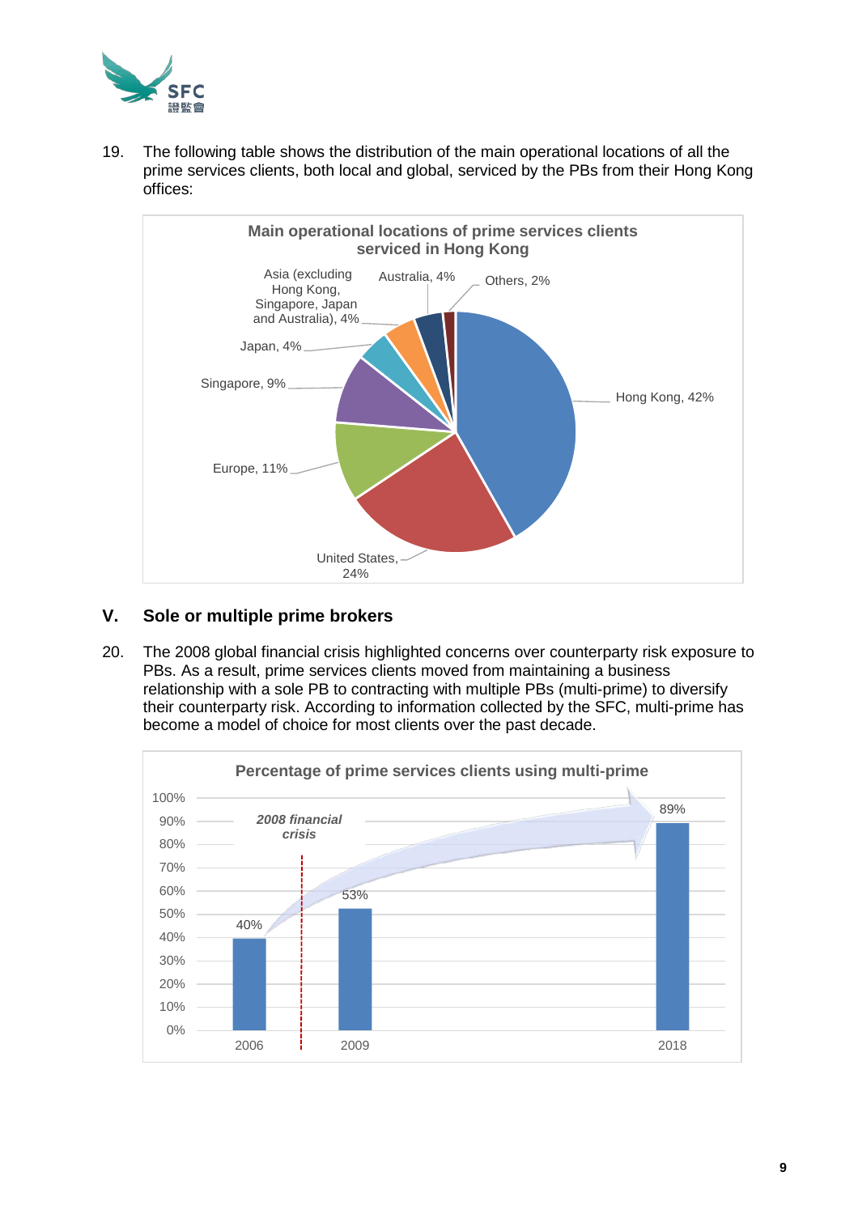19. The following table shows the distribution of the main operational locations of all the prime services clients, both local and global, serviced by the PBs from their Hong Kong offices:

**Main operational locations of prime services clients serviced in Hong Kong**

| Location | Percentage |
|---|---|
| Hong Kong | 42% |
| United States | 24% |
| Europe | 11% |
| Singapore | 9% |
| Japan | 4% |
| Asia (excluding Hong Kong, Singapore, Japan and Australia) | 4% |
| Australia | 4% |
| Others | 2% |

## V. Sole or multiple prime brokers

20. The 2008 global financial crisis highlighted concerns over counterparty risk exposure to PBs. As a result, prime services clients moved from maintaining a business relationship with a sole PB to contracting with multiple PBs (multi-prime) to diversify their counterparty risk. According to information collected by the SFC, multi-prime has become a model of choice for most clients over the past decade.

**Percentage of prime services clients using multi-prime**

| Year | Percentage |
|---|---|
| 2006 | 40% |
| 2009 | 53% |
| 2018 | 89% |

*2008 financial crisis* (marked between 2006 and 2009)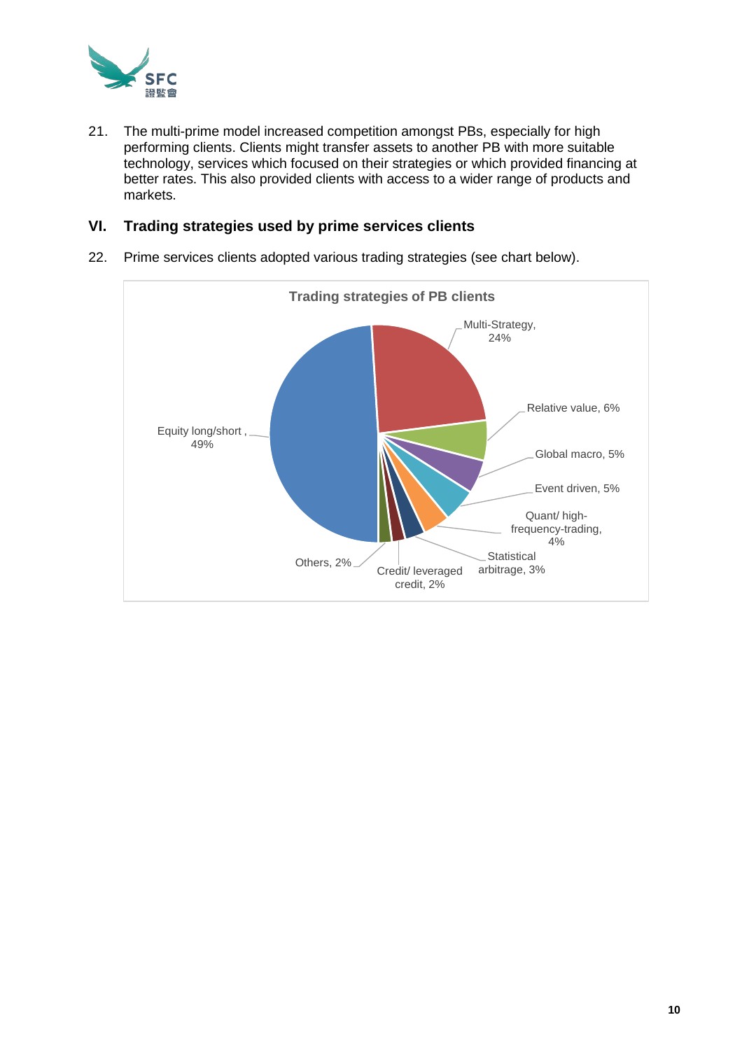21. The multi-prime model increased competition amongst PBs, especially for high performing clients. Clients might transfer assets to another PB with more suitable technology, services which focused on their strategies or which provided financing at better rates. This also provided clients with access to a wider range of products and markets.

## VI. Trading strategies used by prime services clients

22. Prime services clients adopted various trading strategies (see chart below).

**Trading strategies of PB clients**

| Strategy | Share |
|---|---|
| Equity long/short | 49% |
| Multi-Strategy | 24% |
| Relative value | 6% |
| Global macro | 5% |
| Event driven | 5% |
| Quant/ high-frequency-trading | 4% |
| Statistical arbitrage | 3% |
| Credit/ leveraged credit | 2% |
| Others | 2% |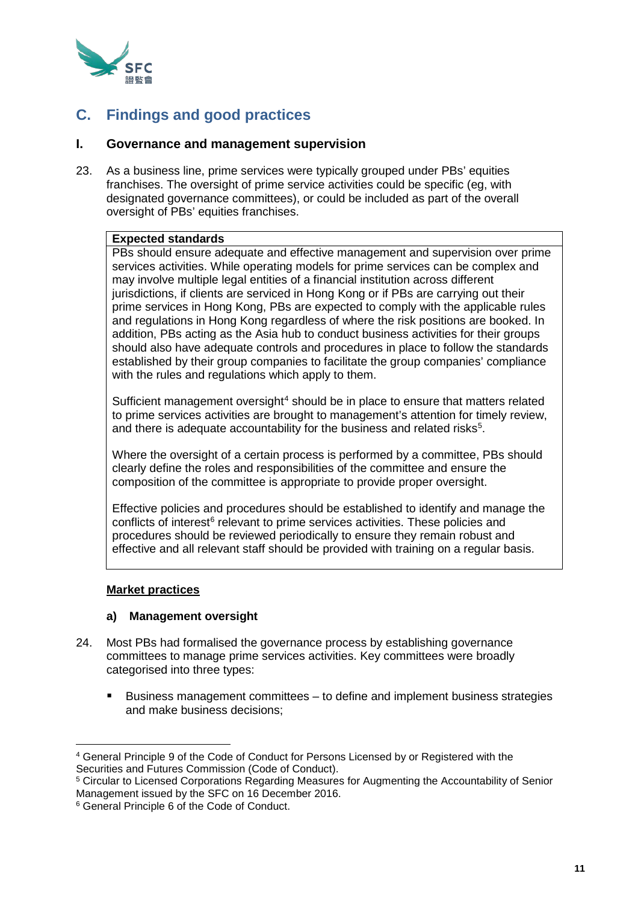## C. Findings and good practices

### I. Governance and management supervision

23. As a business line, prime services were typically grouped under PBs' equities franchises. The oversight of prime service activities could be specific (eg, with designated governance committees), or could be included as part of the overall oversight of PBs' equities franchises.

> **Expected standards**
>
> PBs should ensure adequate and effective management and supervision over prime services activities. While operating models for prime services can be complex and may involve multiple legal entities of a financial institution across different jurisdictions, if clients are serviced in Hong Kong or if PBs are carrying out their prime services in Hong Kong, PBs are expected to comply with the applicable rules and regulations in Hong Kong regardless of where the risk positions are booked. In addition, PBs acting as the Asia hub to conduct business activities for their groups should also have adequate controls and procedures in place to follow the standards established by their group companies to facilitate the group companies' compliance with the rules and regulations which apply to them.
>
> Sufficient management oversight[4] should be in place to ensure that matters related to prime services activities are brought to management's attention for timely review, and there is adequate accountability for the business and related risks[5].
>
> Where the oversight of a certain process is performed by a committee, PBs should clearly define the roles and responsibilities of the committee and ensure the composition of the committee is appropriate to provide proper oversight.
>
> Effective policies and procedures should be established to identify and manage the conflicts of interest[6] relevant to prime services activities. These policies and procedures should be reviewed periodically to ensure they remain robust and effective and all relevant staff should be provided with training on a regular basis.

**<u>Market practices</u>**

#### a) Management oversight

24. Most PBs had formalised the governance process by establishing governance committees to manage prime services activities. Key committees were broadly categorised into three types:

- Business management committees – to define and implement business strategies and make business decisions;

---

[4] General Principle 9 of the Code of Conduct for Persons Licensed by or Registered with the Securities and Futures Commission (Code of Conduct).

[5] Circular to Licensed Corporations Regarding Measures for Augmenting the Accountability of Senior Management issued by the SFC on 16 December 2016.

[6] General Principle 6 of the Code of Conduct.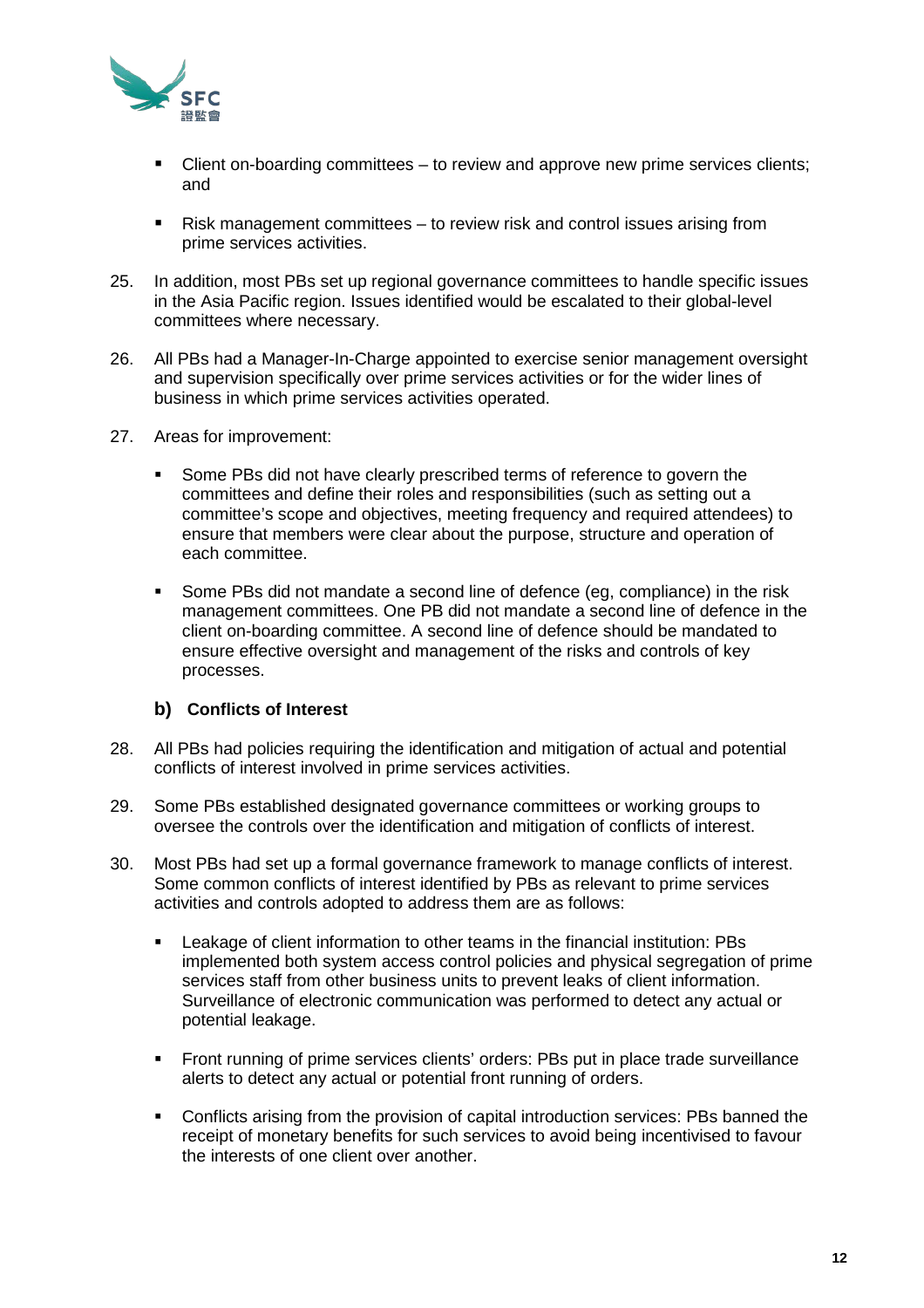- Client on-boarding committees – to review and approve new prime services clients; and
- Risk management committees – to review risk and control issues arising from prime services activities.

25. In addition, most PBs set up regional governance committees to handle specific issues in the Asia Pacific region. Issues identified would be escalated to their global-level committees where necessary.

26. All PBs had a Manager-In-Charge appointed to exercise senior management oversight and supervision specifically over prime services activities or for the wider lines of business in which prime services activities operated.

27. Areas for improvement:

    - Some PBs did not have clearly prescribed terms of reference to govern the committees and define their roles and responsibilities (such as setting out a committee's scope and objectives, meeting frequency and required attendees) to ensure that members were clear about the purpose, structure and operation of each committee.
    - Some PBs did not mandate a second line of defence (eg, compliance) in the risk management committees. One PB did not mandate a second line of defence in the client on-boarding committee. A second line of defence should be mandated to ensure effective oversight and management of the risks and controls of key processes.

### b) Conflicts of Interest

28. All PBs had policies requiring the identification and mitigation of actual and potential conflicts of interest involved in prime services activities.

29. Some PBs established designated governance committees or working groups to oversee the controls over the identification and mitigation of conflicts of interest.

30. Most PBs had set up a formal governance framework to manage conflicts of interest. Some common conflicts of interest identified by PBs as relevant to prime services activities and controls adopted to address them are as follows:

    - Leakage of client information to other teams in the financial institution: PBs implemented both system access control policies and physical segregation of prime services staff from other business units to prevent leaks of client information. Surveillance of electronic communication was performed to detect any actual or potential leakage.
    - Front running of prime services clients' orders: PBs put in place trade surveillance alerts to detect any actual or potential front running of orders.
    - Conflicts arising from the provision of capital introduction services: PBs banned the receipt of monetary benefits for such services to avoid being incentivised to favour the interests of one client over another.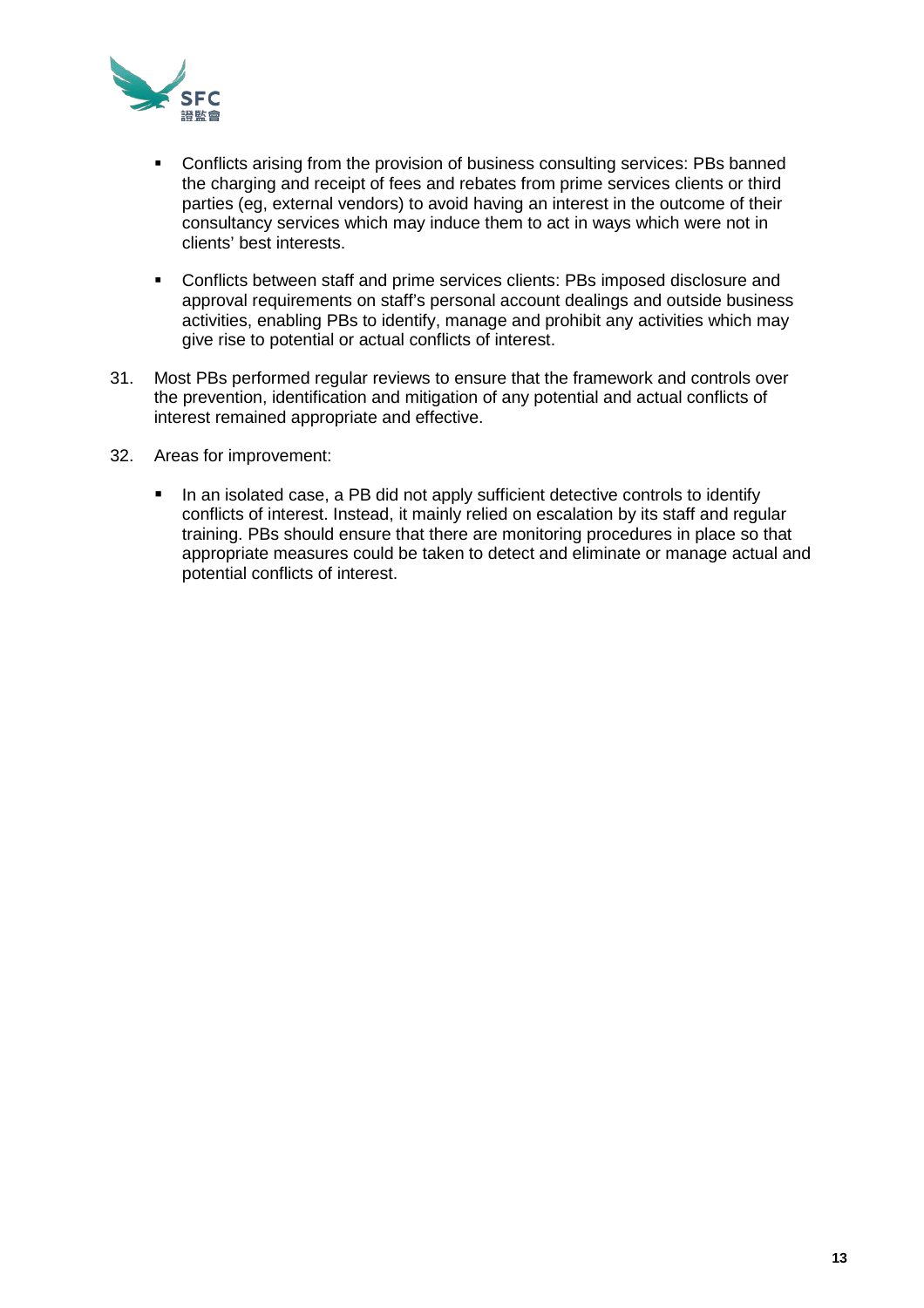- Conflicts arising from the provision of business consulting services: PBs banned the charging and receipt of fees and rebates from prime services clients or third parties (eg, external vendors) to avoid having an interest in the outcome of their consultancy services which may induce them to act in ways which were not in clients' best interests.
- Conflicts between staff and prime services clients: PBs imposed disclosure and approval requirements on staff's personal account dealings and outside business activities, enabling PBs to identify, manage and prohibit any activities which may give rise to potential or actual conflicts of interest.

31. Most PBs performed regular reviews to ensure that the framework and controls over the prevention, identification and mitigation of any potential and actual conflicts of interest remained appropriate and effective.

32. Areas for improvement:

    - In an isolated case, a PB did not apply sufficient detective controls to identify conflicts of interest. Instead, it mainly relied on escalation by its staff and regular training. PBs should ensure that there are monitoring procedures in place so that appropriate measures could be taken to detect and eliminate or manage actual and potential conflicts of interest.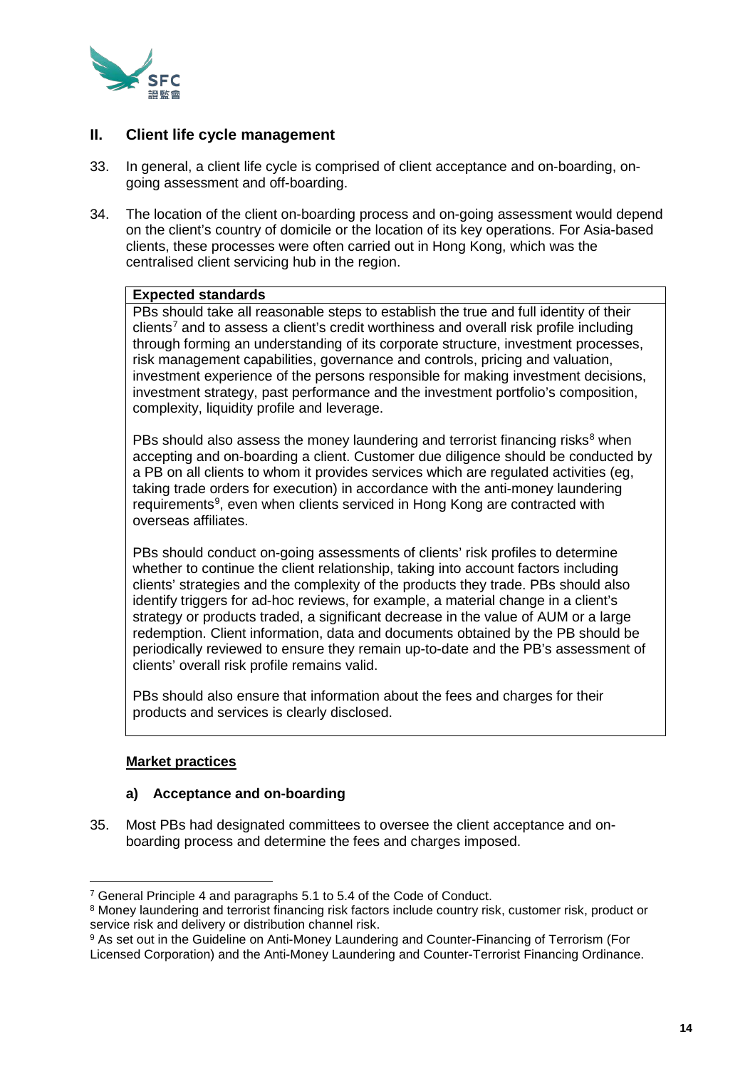## II. Client life cycle management

33. In general, a client life cycle is comprised of client acceptance and on-boarding, on-going assessment and off-boarding.

34. The location of the client on-boarding process and on-going assessment would depend on the client's country of domicile or the location of its key operations. For Asia-based clients, these processes were often carried out in Hong Kong, which was the centralised client servicing hub in the region.

> **Expected standards**
>
> PBs should take all reasonable steps to establish the true and full identity of their clients[7] and to assess a client's credit worthiness and overall risk profile including through forming an understanding of its corporate structure, investment processes, risk management capabilities, governance and controls, pricing and valuation, investment experience of the persons responsible for making investment decisions, investment strategy, past performance and the investment portfolio's composition, complexity, liquidity profile and leverage.
>
> PBs should also assess the money laundering and terrorist financing risks[8] when accepting and on-boarding a client. Customer due diligence should be conducted by a PB on all clients to whom it provides services which are regulated activities (eg, taking trade orders for execution) in accordance with the anti-money laundering requirements[9], even when clients serviced in Hong Kong are contracted with overseas affiliates.
>
> PBs should conduct on-going assessments of clients' risk profiles to determine whether to continue the client relationship, taking into account factors including clients' strategies and the complexity of the products they trade. PBs should also identify triggers for ad-hoc reviews, for example, a material change in a client's strategy or products traded, a significant decrease in the value of AUM or a large redemption. Client information, data and documents obtained by the PB should be periodically reviewed to ensure they remain up-to-date and the PB's assessment of clients' overall risk profile remains valid.
>
> PBs should also ensure that information about the fees and charges for their products and services is clearly disclosed.

**<u>Market practices</u>**

### a) Acceptance and on-boarding

35. Most PBs had designated committees to oversee the client acceptance and on-boarding process and determine the fees and charges imposed.

---

[7] General Principle 4 and paragraphs 5.1 to 5.4 of the Code of Conduct.

[8] Money laundering and terrorist financing risk factors include country risk, customer risk, product or service risk and delivery or distribution channel risk.

[9] As set out in the Guideline on Anti-Money Laundering and Counter-Financing of Terrorism (For Licensed Corporation) and the Anti-Money Laundering and Counter-Terrorist Financing Ordinance.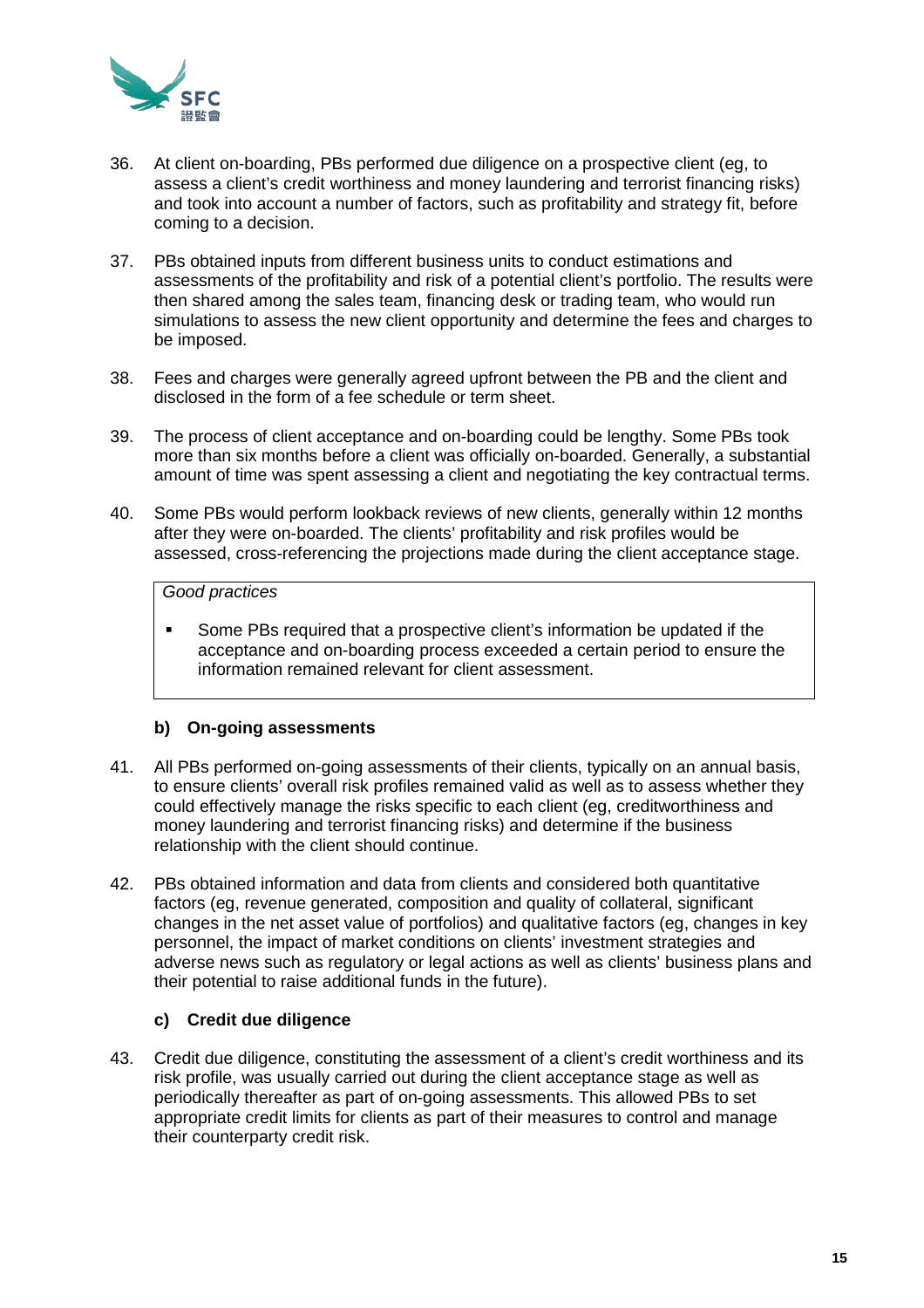36. At client on-boarding, PBs performed due diligence on a prospective client (eg, to assess a client's credit worthiness and money laundering and terrorist financing risks) and took into account a number of factors, such as profitability and strategy fit, before coming to a decision.

37. PBs obtained inputs from different business units to conduct estimations and assessments of the profitability and risk of a potential client's portfolio. The results were then shared among the sales team, financing desk or trading team, who would run simulations to assess the new client opportunity and determine the fees and charges to be imposed.

38. Fees and charges were generally agreed upfront between the PB and the client and disclosed in the form of a fee schedule or term sheet.

39. The process of client acceptance and on-boarding could be lengthy. Some PBs took more than six months before a client was officially on-boarded. Generally, a substantial amount of time was spent assessing a client and negotiating the key contractual terms.

40. Some PBs would perform lookback reviews of new clients, generally within 12 months after they were on-boarded. The clients' profitability and risk profiles would be assessed, cross-referencing the projections made during the client acceptance stage.

> *Good practices*
>
> - Some PBs required that a prospective client's information be updated if the acceptance and on-boarding process exceeded a certain period to ensure the information remained relevant for client assessment.

### b) On-going assessments

41. All PBs performed on-going assessments of their clients, typically on an annual basis, to ensure clients' overall risk profiles remained valid as well as to assess whether they could effectively manage the risks specific to each client (eg, creditworthiness and money laundering and terrorist financing risks) and determine if the business relationship with the client should continue.

42. PBs obtained information and data from clients and considered both quantitative factors (eg, revenue generated, composition and quality of collateral, significant changes in the net asset value of portfolios) and qualitative factors (eg, changes in key personnel, the impact of market conditions on clients' investment strategies and adverse news such as regulatory or legal actions as well as clients' business plans and their potential to raise additional funds in the future).

### c) Credit due diligence

43. Credit due diligence, constituting the assessment of a client's credit worthiness and its risk profile, was usually carried out during the client acceptance stage as well as periodically thereafter as part of on-going assessments. This allowed PBs to set appropriate credit limits for clients as part of their measures to control and manage their counterparty credit risk.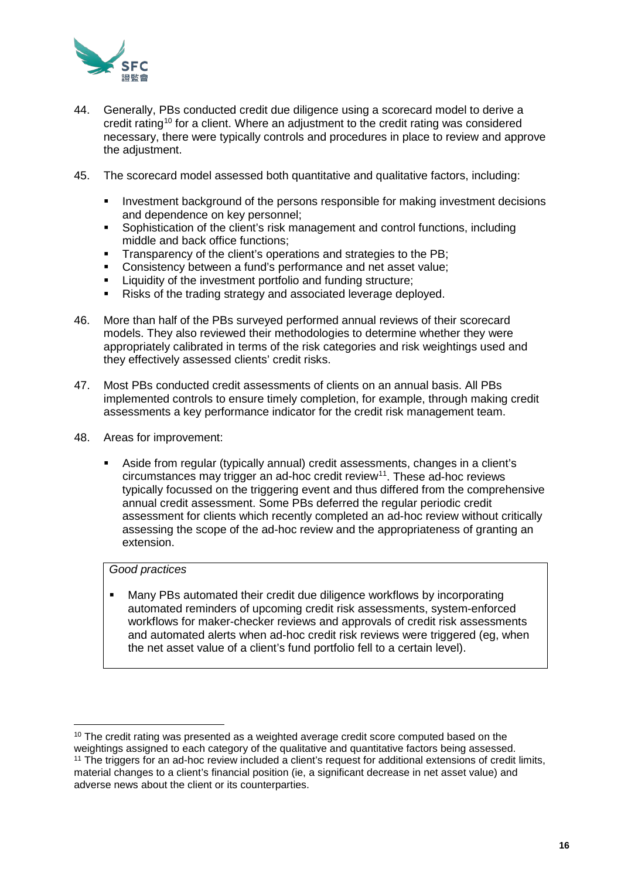44. Generally, PBs conducted credit due diligence using a scorecard model to derive a credit rating[10] for a client. Where an adjustment to the credit rating was considered necessary, there were typically controls and procedures in place to review and approve the adjustment.

45. The scorecard model assessed both quantitative and qualitative factors, including:

   - Investment background of the persons responsible for making investment decisions and dependence on key personnel;
   - Sophistication of the client's risk management and control functions, including middle and back office functions;
   - Transparency of the client's operations and strategies to the PB;
   - Consistency between a fund's performance and net asset value;
   - Liquidity of the investment portfolio and funding structure;
   - Risks of the trading strategy and associated leverage deployed.

46. More than half of the PBs surveyed performed annual reviews of their scorecard models. They also reviewed their methodologies to determine whether they were appropriately calibrated in terms of the risk categories and risk weightings used and they effectively assessed clients' credit risks.

47. Most PBs conducted credit assessments of clients on an annual basis. All PBs implemented controls to ensure timely completion, for example, through making credit assessments a key performance indicator for the credit risk management team.

48. Areas for improvement:

   - Aside from regular (typically annual) credit assessments, changes in a client's circumstances may trigger an ad-hoc credit review[11]. These ad-hoc reviews typically focussed on the triggering event and thus differed from the comprehensive annual credit assessment. Some PBs deferred the regular periodic credit assessment for clients which recently completed an ad-hoc review without critically assessing the scope of the ad-hoc review and the appropriateness of granting an extension.

> *Good practices*
>
> - Many PBs automated their credit due diligence workflows by incorporating automated reminders of upcoming credit risk assessments, system-enforced workflows for maker-checker reviews and approvals of credit risk assessments and automated alerts when ad-hoc credit risk reviews were triggered (eg, when the net asset value of a client's fund portfolio fell to a certain level).

---

[10] The credit rating was presented as a weighted average credit score computed based on the weightings assigned to each category of the qualitative and quantitative factors being assessed.

[11] The triggers for an ad-hoc review included a client's request for additional extensions of credit limits, material changes to a client's financial position (ie, a significant decrease in net asset value) and adverse news about the client or its counterparties.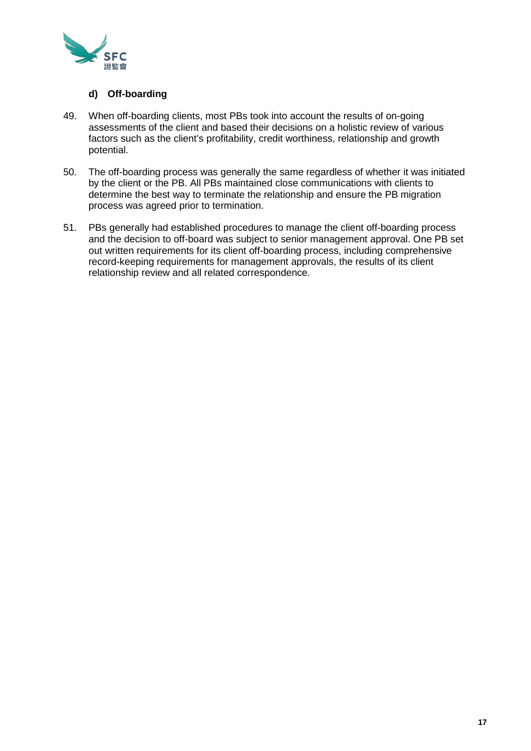#### d) Off-boarding

49. When off-boarding clients, most PBs took into account the results of on-going assessments of the client and based their decisions on a holistic review of various factors such as the client's profitability, credit worthiness, relationship and growth potential.

50. The off-boarding process was generally the same regardless of whether it was initiated by the client or the PB. All PBs maintained close communications with clients to determine the best way to terminate the relationship and ensure the PB migration process was agreed prior to termination.

51. PBs generally had established procedures to manage the client off-boarding process and the decision to off-board was subject to senior management approval. One PB set out written requirements for its client off-boarding process, including comprehensive record-keeping requirements for management approvals, the results of its client relationship review and all related correspondence.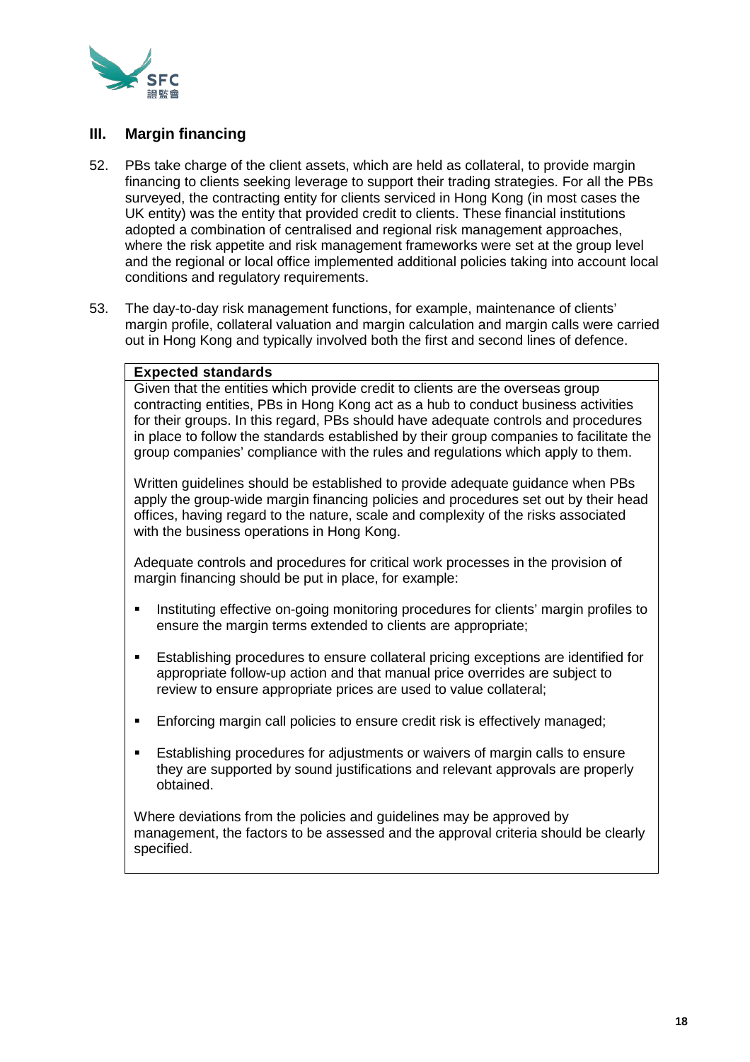## III. Margin financing

52. PBs take charge of the client assets, which are held as collateral, to provide margin financing to clients seeking leverage to support their trading strategies. For all the PBs surveyed, the contracting entity for clients serviced in Hong Kong (in most cases the UK entity) was the entity that provided credit to clients. These financial institutions adopted a combination of centralised and regional risk management approaches, where the risk appetite and risk management frameworks were set at the group level and the regional or local office implemented additional policies taking into account local conditions and regulatory requirements.

53. The day-to-day risk management functions, for example, maintenance of clients' margin profile, collateral valuation and margin calculation and margin calls were carried out in Hong Kong and typically involved both the first and second lines of defence.

> **Expected standards**
>
> Given that the entities which provide credit to clients are the overseas group contracting entities, PBs in Hong Kong act as a hub to conduct business activities for their groups. In this regard, PBs should have adequate controls and procedures in place to follow the standards established by their group companies to facilitate the group companies' compliance with the rules and regulations which apply to them.
>
> Written guidelines should be established to provide adequate guidance when PBs apply the group-wide margin financing policies and procedures set out by their head offices, having regard to the nature, scale and complexity of the risks associated with the business operations in Hong Kong.
>
> Adequate controls and procedures for critical work processes in the provision of margin financing should be put in place, for example:
>
> - Instituting effective on-going monitoring procedures for clients' margin profiles to ensure the margin terms extended to clients are appropriate;
> - Establishing procedures to ensure collateral pricing exceptions are identified for appropriate follow-up action and that manual price overrides are subject to review to ensure appropriate prices are used to value collateral;
> - Enforcing margin call policies to ensure credit risk is effectively managed;
> - Establishing procedures for adjustments or waivers of margin calls to ensure they are supported by sound justifications and relevant approvals are properly obtained.
>
> Where deviations from the policies and guidelines may be approved by management, the factors to be assessed and the approval criteria should be clearly specified.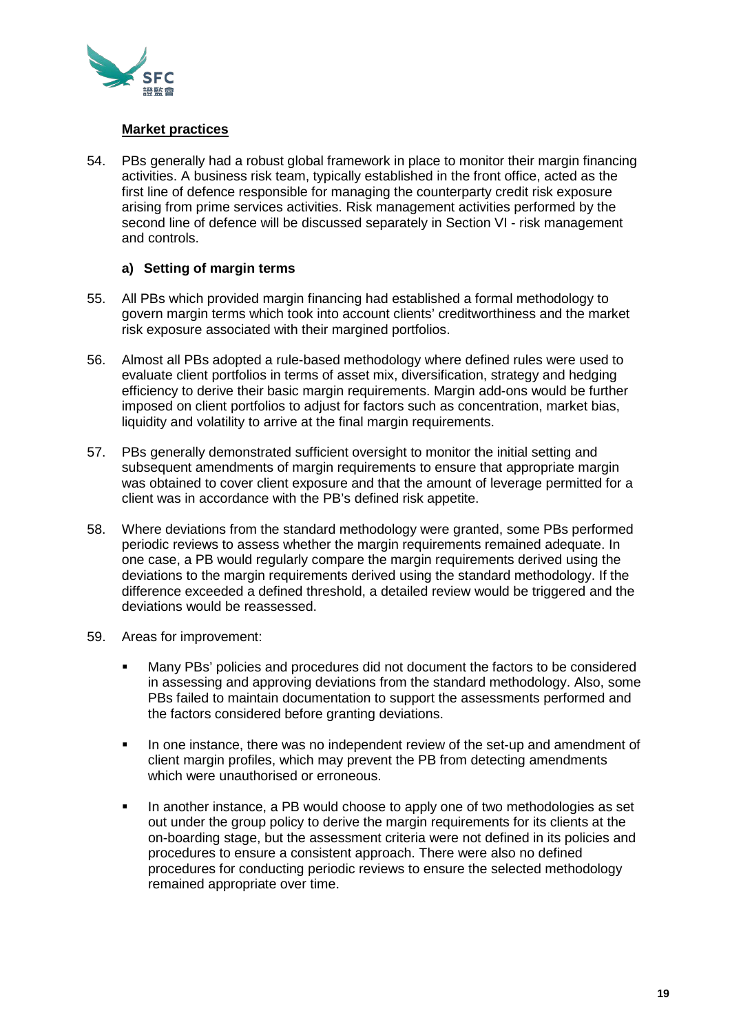**Market practices**

54. PBs generally had a robust global framework in place to monitor their margin financing activities. A business risk team, typically established in the front office, acted as the first line of defence responsible for managing the counterparty credit risk exposure arising from prime services activities. Risk management activities performed by the second line of defence will be discussed separately in Section VI - risk management and controls.

**a) Setting of margin terms**

55. All PBs which provided margin financing had established a formal methodology to govern margin terms which took into account clients' creditworthiness and the market risk exposure associated with their margined portfolios.

56. Almost all PBs adopted a rule-based methodology where defined rules were used to evaluate client portfolios in terms of asset mix, diversification, strategy and hedging efficiency to derive their basic margin requirements. Margin add-ons would be further imposed on client portfolios to adjust for factors such as concentration, market bias, liquidity and volatility to arrive at the final margin requirements.

57. PBs generally demonstrated sufficient oversight to monitor the initial setting and subsequent amendments of margin requirements to ensure that appropriate margin was obtained to cover client exposure and that the amount of leverage permitted for a client was in accordance with the PB's defined risk appetite.

58. Where deviations from the standard methodology were granted, some PBs performed periodic reviews to assess whether the margin requirements remained adequate. In one case, a PB would regularly compare the margin requirements derived using the deviations to the margin requirements derived using the standard methodology. If the difference exceeded a defined threshold, a detailed review would be triggered and the deviations would be reassessed.

59. Areas for improvement:

   - Many PBs' policies and procedures did not document the factors to be considered in assessing and approving deviations from the standard methodology. Also, some PBs failed to maintain documentation to support the assessments performed and the factors considered before granting deviations.

   - In one instance, there was no independent review of the set-up and amendment of client margin profiles, which may prevent the PB from detecting amendments which were unauthorised or erroneous.

   - In another instance, a PB would choose to apply one of two methodologies as set out under the group policy to derive the margin requirements for its clients at the on-boarding stage, but the assessment criteria were not defined in its policies and procedures to ensure a consistent approach. There were also no defined procedures for conducting periodic reviews to ensure the selected methodology remained appropriate over time.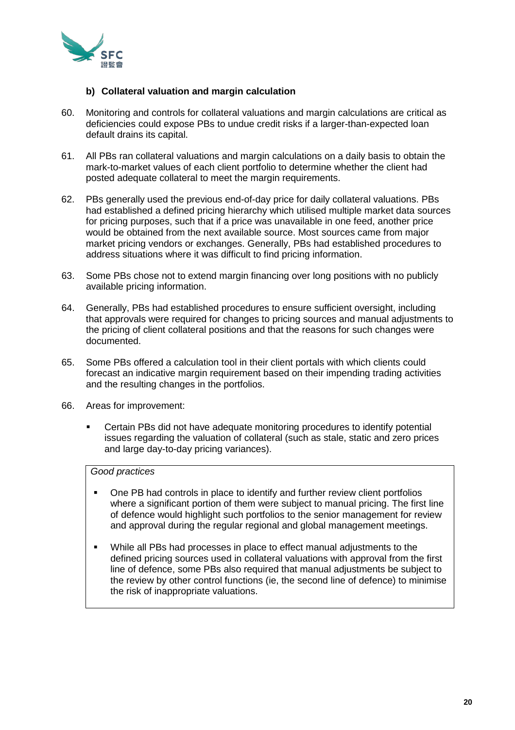#### b) Collateral valuation and margin calculation

60. Monitoring and controls for collateral valuations and margin calculations are critical as deficiencies could expose PBs to undue credit risks if a larger-than-expected loan default drains its capital.

61. All PBs ran collateral valuations and margin calculations on a daily basis to obtain the mark-to-market values of each client portfolio to determine whether the client had posted adequate collateral to meet the margin requirements.

62. PBs generally used the previous end-of-day price for daily collateral valuations. PBs had established a defined pricing hierarchy which utilised multiple market data sources for pricing purposes, such that if a price was unavailable in one feed, another price would be obtained from the next available source. Most sources came from major market pricing vendors or exchanges. Generally, PBs had established procedures to address situations where it was difficult to find pricing information.

63. Some PBs chose not to extend margin financing over long positions with no publicly available pricing information.

64. Generally, PBs had established procedures to ensure sufficient oversight, including that approvals were required for changes to pricing sources and manual adjustments to the pricing of client collateral positions and that the reasons for such changes were documented.

65. Some PBs offered a calculation tool in their client portals with which clients could forecast an indicative margin requirement based on their impending trading activities and the resulting changes in the portfolios.

66. Areas for improvement:

    - Certain PBs did not have adequate monitoring procedures to identify potential issues regarding the valuation of collateral (such as stale, static and zero prices and large day-to-day pricing variances).

> *Good practices*
>
> - One PB had controls in place to identify and further review client portfolios where a significant portion of them were subject to manual pricing. The first line of defence would highlight such portfolios to the senior management for review and approval during the regular regional and global management meetings.
>
> - While all PBs had processes in place to effect manual adjustments to the defined pricing sources used in collateral valuations with approval from the first line of defence, some PBs also required that manual adjustments be subject to the review by other control functions (ie, the second line of defence) to minimise the risk of inappropriate valuations.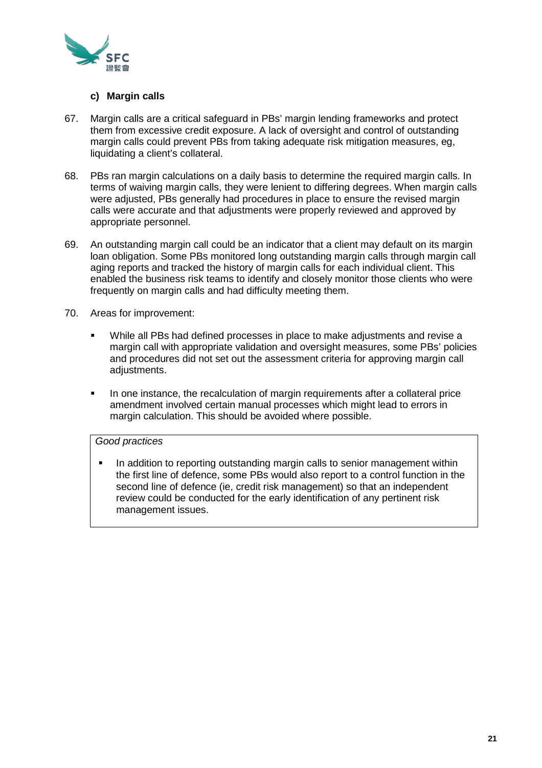### c) Margin calls

67. Margin calls are a critical safeguard in PBs' margin lending frameworks and protect them from excessive credit exposure. A lack of oversight and control of outstanding margin calls could prevent PBs from taking adequate risk mitigation measures, eg, liquidating a client's collateral.

68. PBs ran margin calculations on a daily basis to determine the required margin calls. In terms of waiving margin calls, they were lenient to differing degrees. When margin calls were adjusted, PBs generally had procedures in place to ensure the revised margin calls were accurate and that adjustments were properly reviewed and approved by appropriate personnel.

69. An outstanding margin call could be an indicator that a client may default on its margin loan obligation. Some PBs monitored long outstanding margin calls through margin call aging reports and tracked the history of margin calls for each individual client. This enabled the business risk teams to identify and closely monitor those clients who were frequently on margin calls and had difficulty meeting them.

70. Areas for improvement:

   - While all PBs had defined processes in place to make adjustments and revise a margin call with appropriate validation and oversight measures, some PBs' policies and procedures did not set out the assessment criteria for approving margin call adjustments.

   - In one instance, the recalculation of margin requirements after a collateral price amendment involved certain manual processes which might lead to errors in margin calculation. This should be avoided where possible.

> *Good practices*
>
> - In addition to reporting outstanding margin calls to senior management within the first line of defence, some PBs would also report to a control function in the second line of defence (ie, credit risk management) so that an independent review could be conducted for the early identification of any pertinent risk management issues.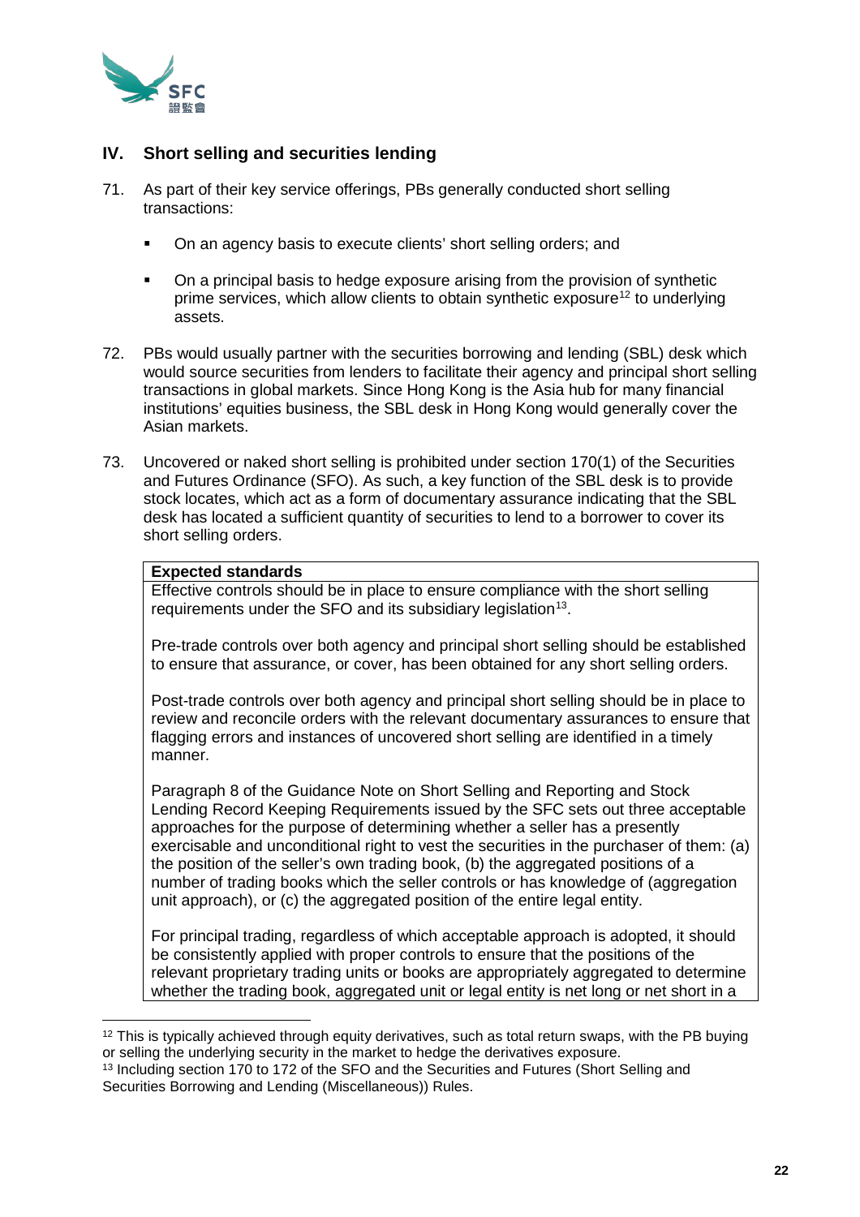## IV. Short selling and securities lending

71. As part of their key service offerings, PBs generally conducted short selling transactions:

    - On an agency basis to execute clients' short selling orders; and
    - On a principal basis to hedge exposure arising from the provision of synthetic prime services, which allow clients to obtain synthetic exposure[12] to underlying assets.

72. PBs would usually partner with the securities borrowing and lending (SBL) desk which would source securities from lenders to facilitate their agency and principal short selling transactions in global markets. Since Hong Kong is the Asia hub for many financial institutions' equities business, the SBL desk in Hong Kong would generally cover the Asian markets.

73. Uncovered or naked short selling is prohibited under section 170(1) of the Securities and Futures Ordinance (SFO). As such, a key function of the SBL desk is to provide stock locates, which act as a form of documentary assurance indicating that the SBL desk has located a sufficient quantity of securities to lend to a borrower to cover its short selling orders.

| **Expected standards** |
|---|
| Effective controls should be in place to ensure compliance with the short selling requirements under the SFO and its subsidiary legislation[13].<br><br>Pre-trade controls over both agency and principal short selling should be established to ensure that assurance, or cover, has been obtained for any short selling orders.<br><br>Post-trade controls over both agency and principal short selling should be in place to review and reconcile orders with the relevant documentary assurances to ensure that flagging errors and instances of uncovered short selling are identified in a timely manner.<br><br>Paragraph 8 of the Guidance Note on Short Selling and Reporting and Stock Lending Record Keeping Requirements issued by the SFC sets out three acceptable approaches for the purpose of determining whether a seller has a presently exercisable and unconditional right to vest the securities in the purchaser of them: (a) the position of the seller's own trading book, (b) the aggregated positions of a number of trading books which the seller controls or has knowledge of (aggregation unit approach), or (c) the aggregated position of the entire legal entity.<br><br>For principal trading, regardless of which acceptable approach is adopted, it should be consistently applied with proper controls to ensure that the positions of the relevant proprietary trading units or books are appropriately aggregated to determine whether the trading book, aggregated unit or legal entity is net long or net short in a |

[12] This is typically achieved through equity derivatives, such as total return swaps, with the PB buying or selling the underlying security in the market to hedge the derivatives exposure.

[13] Including section 170 to 172 of the SFO and the Securities and Futures (Short Selling and Securities Borrowing and Lending (Miscellaneous)) Rules.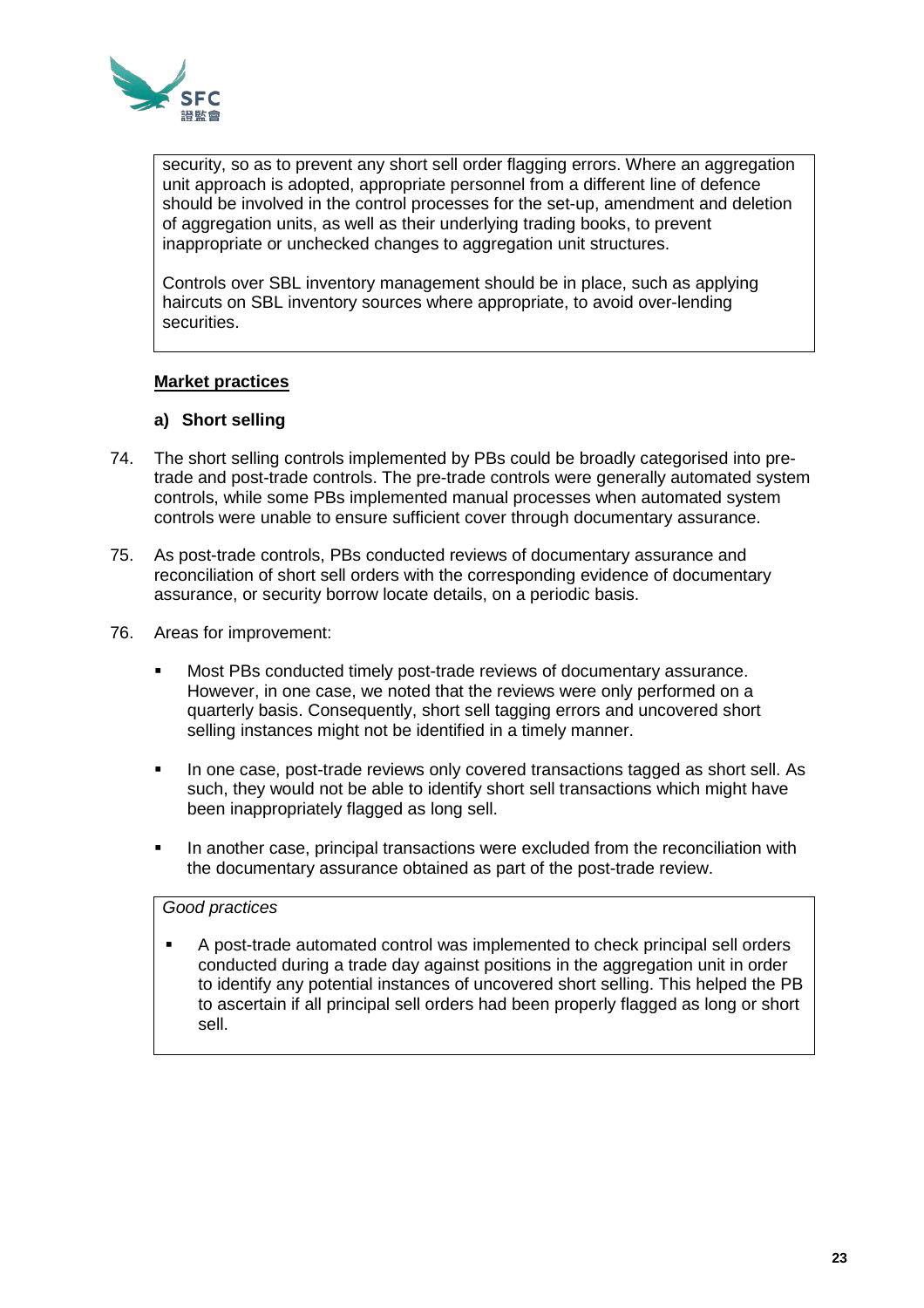security, so as to prevent any short sell order flagging errors. Where an aggregation unit approach is adopted, appropriate personnel from a different line of defence should be involved in the control processes for the set-up, amendment and deletion of aggregation units, as well as their underlying trading books, to prevent inappropriate or unchecked changes to aggregation unit structures.

Controls over SBL inventory management should be in place, such as applying haircuts on SBL inventory sources where appropriate, to avoid over-lending securities.

**Market practices**

**a) Short selling**

74. The short selling controls implemented by PBs could be broadly categorised into pre-trade and post-trade controls. The pre-trade controls were generally automated system controls, while some PBs implemented manual processes when automated system controls were unable to ensure sufficient cover through documentary assurance.

75. As post-trade controls, PBs conducted reviews of documentary assurance and reconciliation of short sell orders with the corresponding evidence of documentary assurance, or security borrow locate details, on a periodic basis.

76. Areas for improvement:

- Most PBs conducted timely post-trade reviews of documentary assurance. However, in one case, we noted that the reviews were only performed on a quarterly basis. Consequently, short sell tagging errors and uncovered short selling instances might not be identified in a timely manner.
- In one case, post-trade reviews only covered transactions tagged as short sell. As such, they would not be able to identify short sell transactions which might have been inappropriately flagged as long sell.
- In another case, principal transactions were excluded from the reconciliation with the documentary assurance obtained as part of the post-trade review.

*Good practices*

- A post-trade automated control was implemented to check principal sell orders conducted during a trade day against positions in the aggregation unit in order to identify any potential instances of uncovered short selling. This helped the PB to ascertain if all principal sell orders had been properly flagged as long or short sell.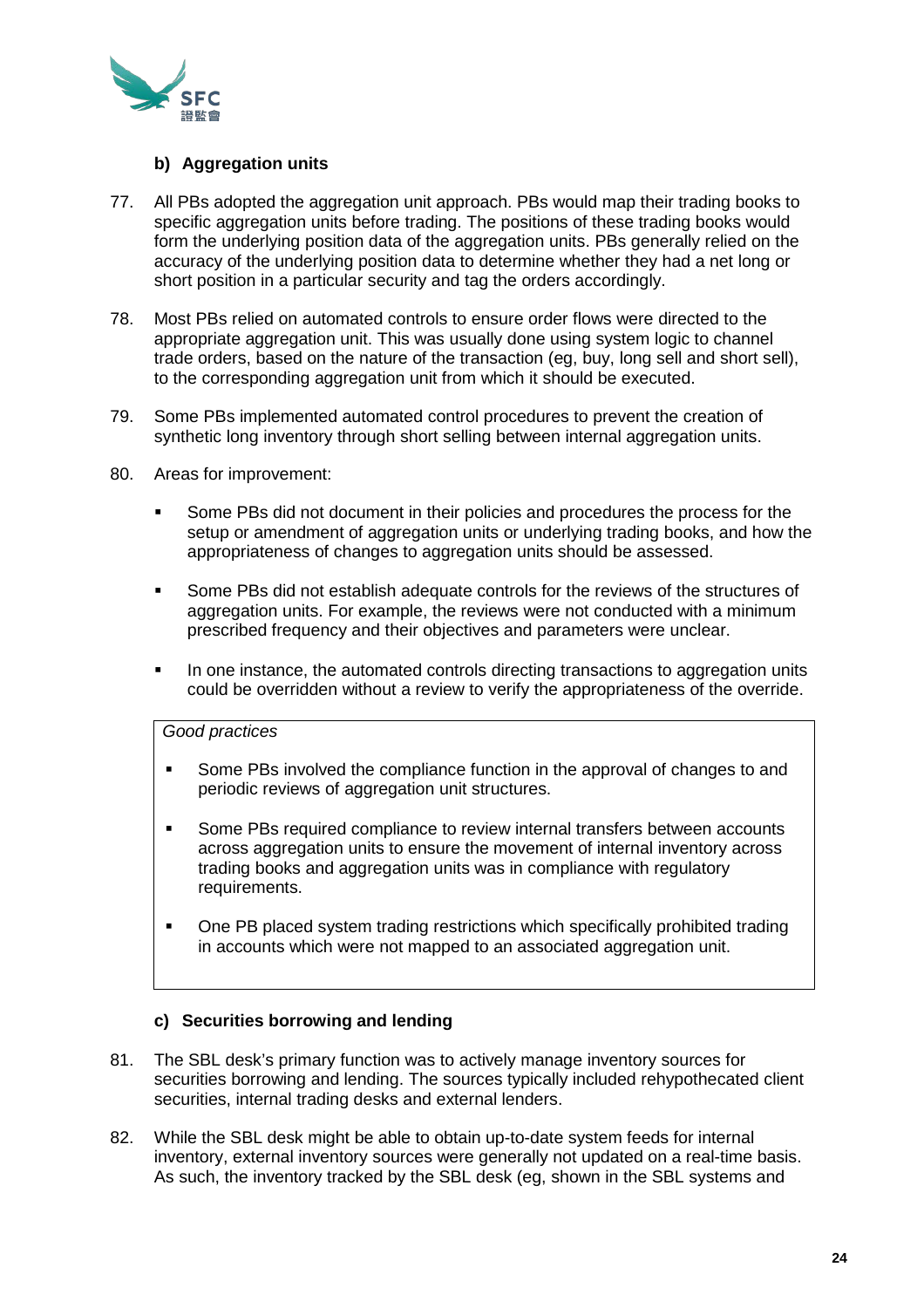### b) Aggregation units

77. All PBs adopted the aggregation unit approach. PBs would map their trading books to specific aggregation units before trading. The positions of these trading books would form the underlying position data of the aggregation units. PBs generally relied on the accuracy of the underlying position data to determine whether they had a net long or short position in a particular security and tag the orders accordingly.

78. Most PBs relied on automated controls to ensure order flows were directed to the appropriate aggregation unit. This was usually done using system logic to channel trade orders, based on the nature of the transaction (eg, buy, long sell and short sell), to the corresponding aggregation unit from which it should be executed.

79. Some PBs implemented automated control procedures to prevent the creation of synthetic long inventory through short selling between internal aggregation units.

80. Areas for improvement:

   - Some PBs did not document in their policies and procedures the process for the setup or amendment of aggregation units or underlying trading books, and how the appropriateness of changes to aggregation units should be assessed.

   - Some PBs did not establish adequate controls for the reviews of the structures of aggregation units. For example, the reviews were not conducted with a minimum prescribed frequency and their objectives and parameters were unclear.

   - In one instance, the automated controls directing transactions to aggregation units could be overridden without a review to verify the appropriateness of the override.

> *Good practices*
>
> - Some PBs involved the compliance function in the approval of changes to and periodic reviews of aggregation unit structures.
>
> - Some PBs required compliance to review internal transfers between accounts across aggregation units to ensure the movement of internal inventory across trading books and aggregation units was in compliance with regulatory requirements.
>
> - One PB placed system trading restrictions which specifically prohibited trading in accounts which were not mapped to an associated aggregation unit.

### c) Securities borrowing and lending

81. The SBL desk's primary function was to actively manage inventory sources for securities borrowing and lending. The sources typically included rehypothecated client securities, internal trading desks and external lenders.

82. While the SBL desk might be able to obtain up-to-date system feeds for internal inventory, external inventory sources were generally not updated on a real-time basis. As such, the inventory tracked by the SBL desk (eg, shown in the SBL systems and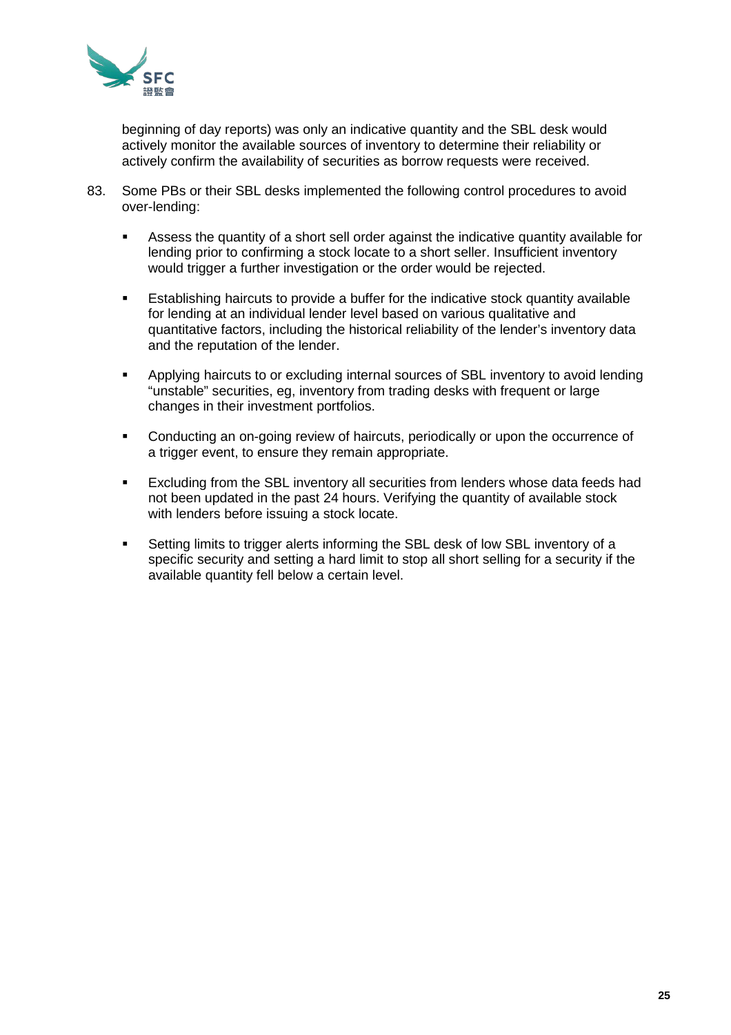beginning of day reports) was only an indicative quantity and the SBL desk would actively monitor the available sources of inventory to determine their reliability or actively confirm the availability of securities as borrow requests were received.

83. Some PBs or their SBL desks implemented the following control procedures to avoid over-lending:

   - Assess the quantity of a short sell order against the indicative quantity available for lending prior to confirming a stock locate to a short seller. Insufficient inventory would trigger a further investigation or the order would be rejected.
   - Establishing haircuts to provide a buffer for the indicative stock quantity available for lending at an individual lender level based on various qualitative and quantitative factors, including the historical reliability of the lender's inventory data and the reputation of the lender.
   - Applying haircuts to or excluding internal sources of SBL inventory to avoid lending "unstable" securities, eg, inventory from trading desks with frequent or large changes in their investment portfolios.
   - Conducting an on-going review of haircuts, periodically or upon the occurrence of a trigger event, to ensure they remain appropriate.
   - Excluding from the SBL inventory all securities from lenders whose data feeds had not been updated in the past 24 hours. Verifying the quantity of available stock with lenders before issuing a stock locate.
   - Setting limits to trigger alerts informing the SBL desk of low SBL inventory of a specific security and setting a hard limit to stop all short selling for a security if the available quantity fell below a certain level.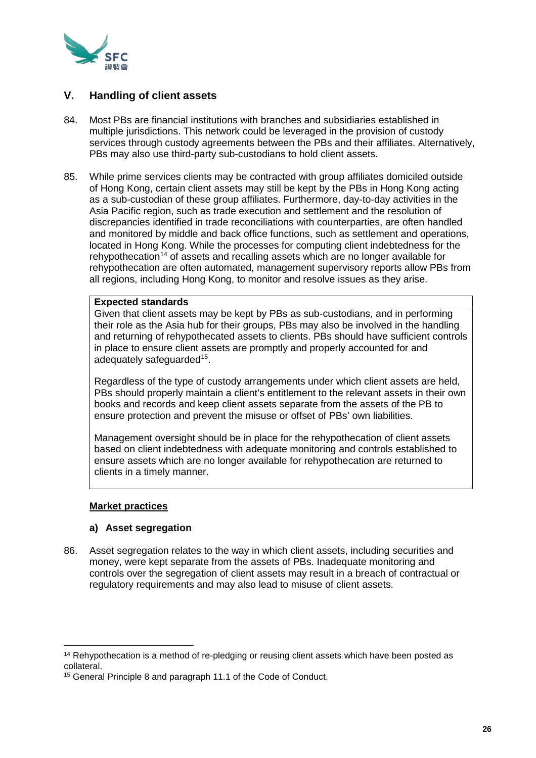## V. Handling of client assets

84. Most PBs are financial institutions with branches and subsidiaries established in multiple jurisdictions. This network could be leveraged in the provision of custody services through custody agreements between the PBs and their affiliates. Alternatively, PBs may also use third-party sub-custodians to hold client assets.

85. While prime services clients may be contracted with group affiliates domiciled outside of Hong Kong, certain client assets may still be kept by the PBs in Hong Kong acting as a sub-custodian of these group affiliates. Furthermore, day-to-day activities in the Asia Pacific region, such as trade execution and settlement and the resolution of discrepancies identified in trade reconciliations with counterparties, are often handled and monitored by middle and back office functions, such as settlement and operations, located in Hong Kong. While the processes for computing client indebtedness for the rehypothecation[14] of assets and recalling assets which are no longer available for rehypothecation are often automated, management supervisory reports allow PBs from all regions, including Hong Kong, to monitor and resolve issues as they arise.

> **Expected standards**
>
> Given that client assets may be kept by PBs as sub-custodians, and in performing their role as the Asia hub for their groups, PBs may also be involved in the handling and returning of rehypothecated assets to clients. PBs should have sufficient controls in place to ensure client assets are promptly and properly accounted for and adequately safeguarded[15].
>
> Regardless of the type of custody arrangements under which client assets are held, PBs should properly maintain a client's entitlement to the relevant assets in their own books and records and keep client assets separate from the assets of the PB to ensure protection and prevent the misuse or offset of PBs' own liabilities.
>
> Management oversight should be in place for the rehypothecation of client assets based on client indebtedness with adequate monitoring and controls established to ensure assets which are no longer available for rehypothecation are returned to clients in a timely manner.

**Market practices**

**a) Asset segregation**

86. Asset segregation relates to the way in which client assets, including securities and money, were kept separate from the assets of PBs. Inadequate monitoring and controls over the segregation of client assets may result in a breach of contractual or regulatory requirements and may also lead to misuse of client assets.

---

[14] Rehypothecation is a method of re-pledging or reusing client assets which have been posted as collateral.

[15] General Principle 8 and paragraph 11.1 of the Code of Conduct.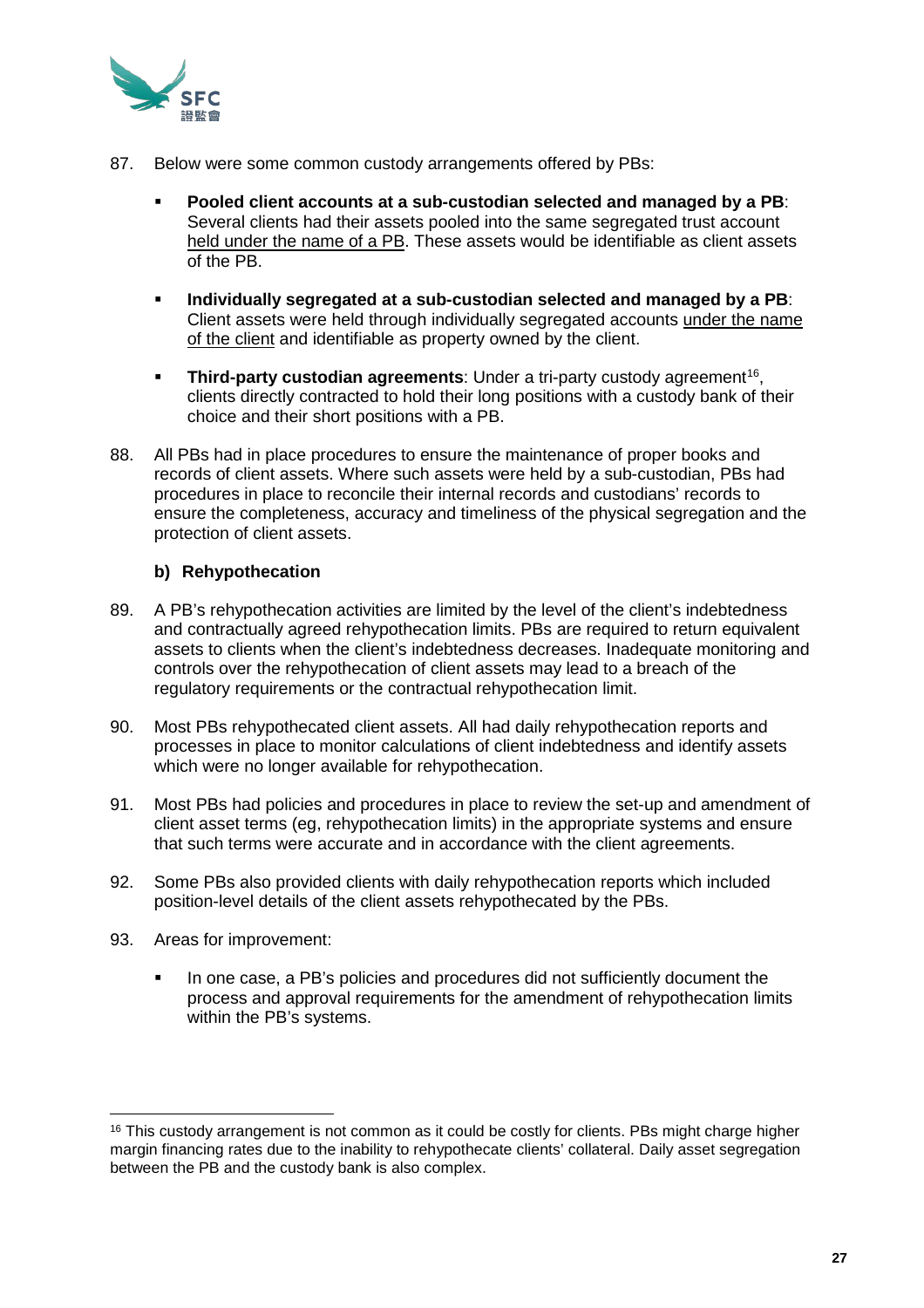87. Below were some common custody arrangements offered by PBs:

   - **Pooled client accounts at a sub-custodian selected and managed by a PB**: Several clients had their assets pooled into the same segregated trust account held under the name of a PB. These assets would be identifiable as client assets of the PB.

   - **Individually segregated at a sub-custodian selected and managed by a PB**: Client assets were held through individually segregated accounts under the name of the client and identifiable as property owned by the client.

   - **Third-party custodian agreements**: Under a tri-party custody agreement[16], clients directly contracted to hold their long positions with a custody bank of their choice and their short positions with a PB.

88. All PBs had in place procedures to ensure the maintenance of proper books and records of client assets. Where such assets were held by a sub-custodian, PBs had procedures in place to reconcile their internal records and custodians' records to ensure the completeness, accuracy and timeliness of the physical segregation and the protection of client assets.

### b) Rehypothecation

89. A PB's rehypothecation activities are limited by the level of the client's indebtedness and contractually agreed rehypothecation limits. PBs are required to return equivalent assets to clients when the client's indebtedness decreases. Inadequate monitoring and controls over the rehypothecation of client assets may lead to a breach of the regulatory requirements or the contractual rehypothecation limit.

90. Most PBs rehypothecated client assets. All had daily rehypothecation reports and processes in place to monitor calculations of client indebtedness and identify assets which were no longer available for rehypothecation.

91. Most PBs had policies and procedures in place to review the set-up and amendment of client asset terms (eg, rehypothecation limits) in the appropriate systems and ensure that such terms were accurate and in accordance with the client agreements.

92. Some PBs also provided clients with daily rehypothecation reports which included position-level details of the client assets rehypothecated by the PBs.

93. Areas for improvement:

   - In one case, a PB's policies and procedures did not sufficiently document the process and approval requirements for the amendment of rehypothecation limits within the PB's systems.

---

[16] This custody arrangement is not common as it could be costly for clients. PBs might charge higher margin financing rates due to the inability to rehypothecate clients' collateral. Daily asset segregation between the PB and the custody bank is also complex.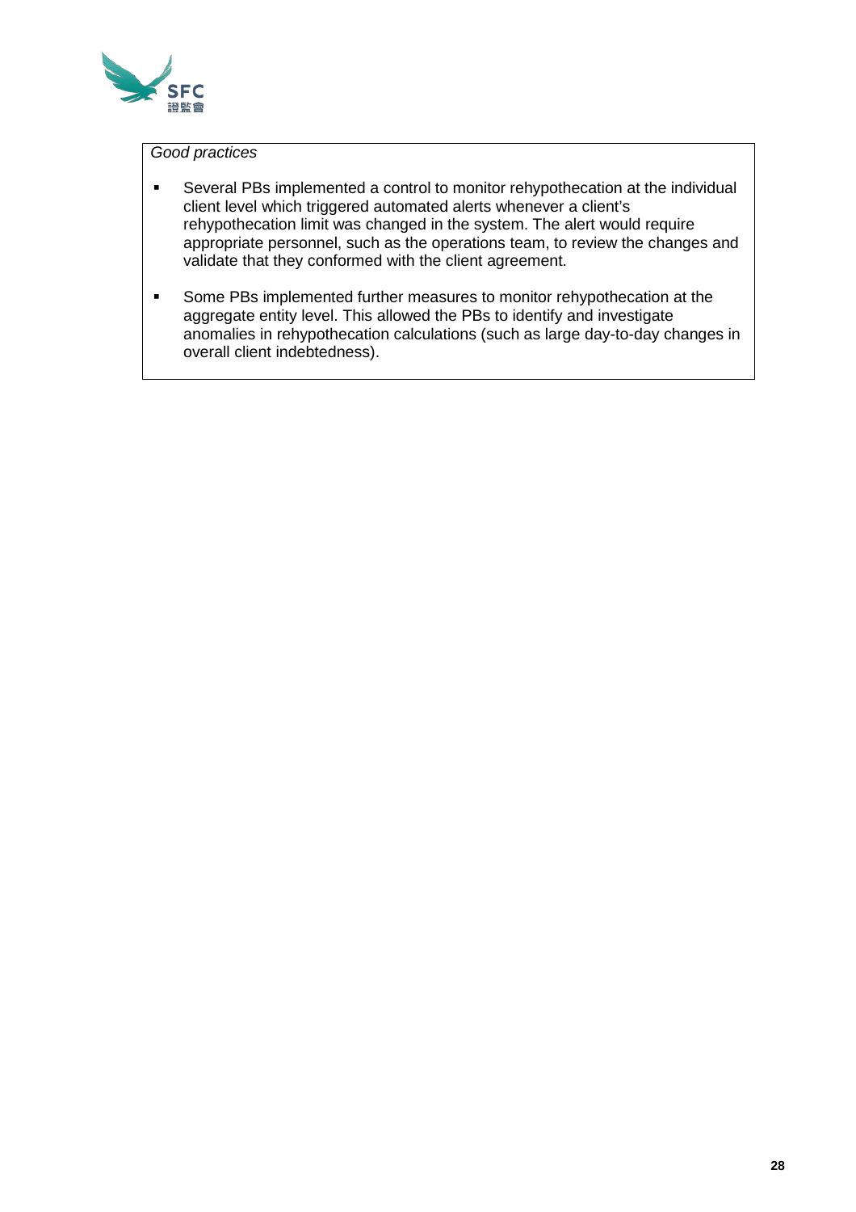*Good practices*

- Several PBs implemented a control to monitor rehypothecation at the individual client level which triggered automated alerts whenever a client's rehypothecation limit was changed in the system. The alert would require appropriate personnel, such as the operations team, to review the changes and validate that they conformed with the client agreement.
- Some PBs implemented further measures to monitor rehypothecation at the aggregate entity level. This allowed the PBs to identify and investigate anomalies in rehypothecation calculations (such as large day-to-day changes in overall client indebtedness).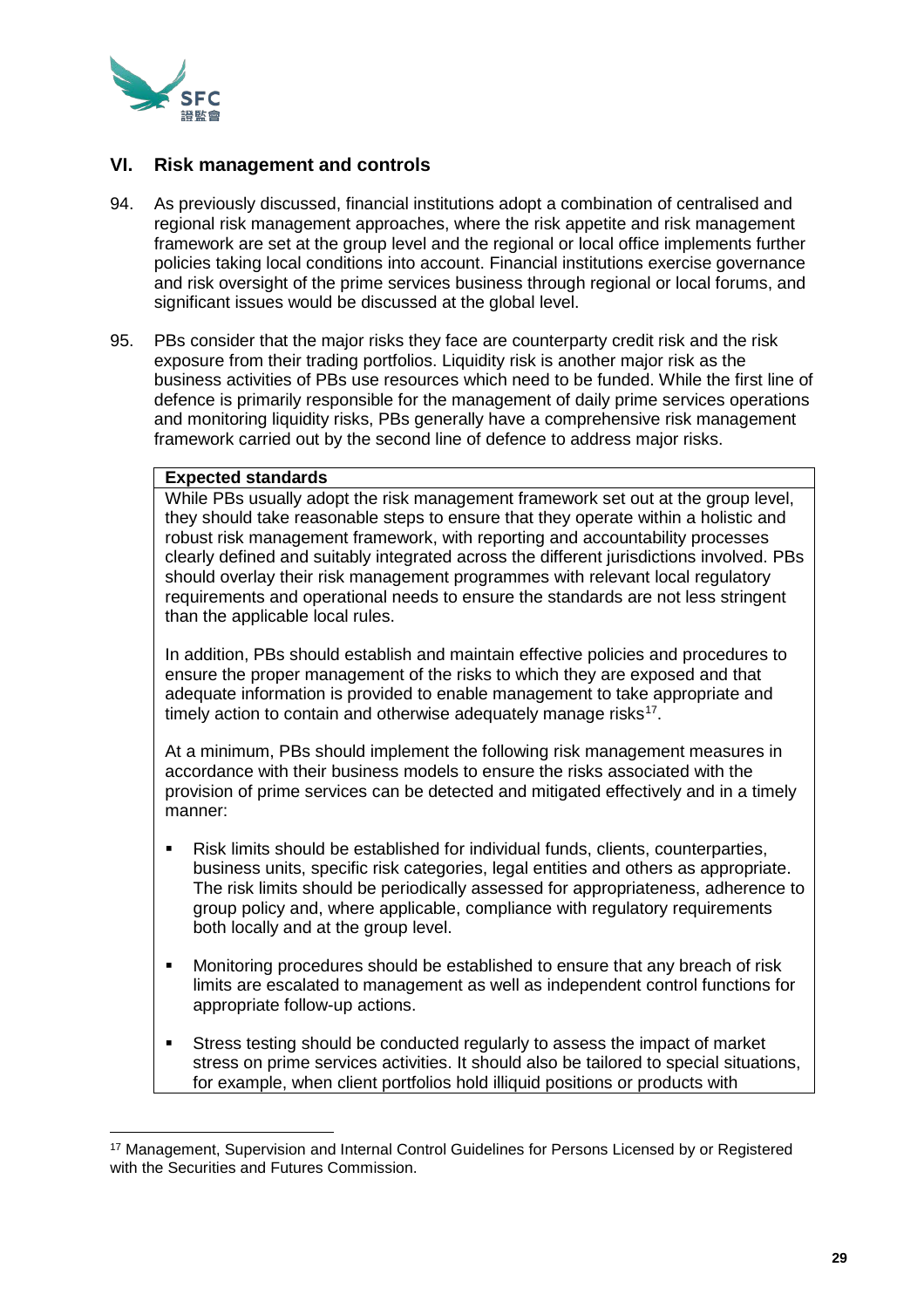## VI. Risk management and controls

94. As previously discussed, financial institutions adopt a combination of centralised and regional risk management approaches, where the risk appetite and risk management framework are set at the group level and the regional or local office implements further policies taking local conditions into account. Financial institutions exercise governance and risk oversight of the prime services business through regional or local forums, and significant issues would be discussed at the global level.

95. PBs consider that the major risks they face are counterparty credit risk and the risk exposure from their trading portfolios. Liquidity risk is another major risk as the business activities of PBs use resources which need to be funded. While the first line of defence is primarily responsible for the management of daily prime services operations and monitoring liquidity risks, PBs generally have a comprehensive risk management framework carried out by the second line of defence to address major risks.

**Expected standards**

While PBs usually adopt the risk management framework set out at the group level, they should take reasonable steps to ensure that they operate within a holistic and robust risk management framework, with reporting and accountability processes clearly defined and suitably integrated across the different jurisdictions involved. PBs should overlay their risk management programmes with relevant local regulatory requirements and operational needs to ensure the standards are not less stringent than the applicable local rules.

In addition, PBs should establish and maintain effective policies and procedures to ensure the proper management of the risks to which they are exposed and that adequate information is provided to enable management to take appropriate and timely action to contain and otherwise adequately manage risks[17].

At a minimum, PBs should implement the following risk management measures in accordance with their business models to ensure the risks associated with the provision of prime services can be detected and mitigated effectively and in a timely manner:

- Risk limits should be established for individual funds, clients, counterparties, business units, specific risk categories, legal entities and others as appropriate. The risk limits should be periodically assessed for appropriateness, adherence to group policy and, where applicable, compliance with regulatory requirements both locally and at the group level.
- Monitoring procedures should be established to ensure that any breach of risk limits are escalated to management as well as independent control functions for appropriate follow-up actions.
- Stress testing should be conducted regularly to assess the impact of market stress on prime services activities. It should also be tailored to special situations, for example, when client portfolios hold illiquid positions or products with

[17] Management, Supervision and Internal Control Guidelines for Persons Licensed by or Registered with the Securities and Futures Commission.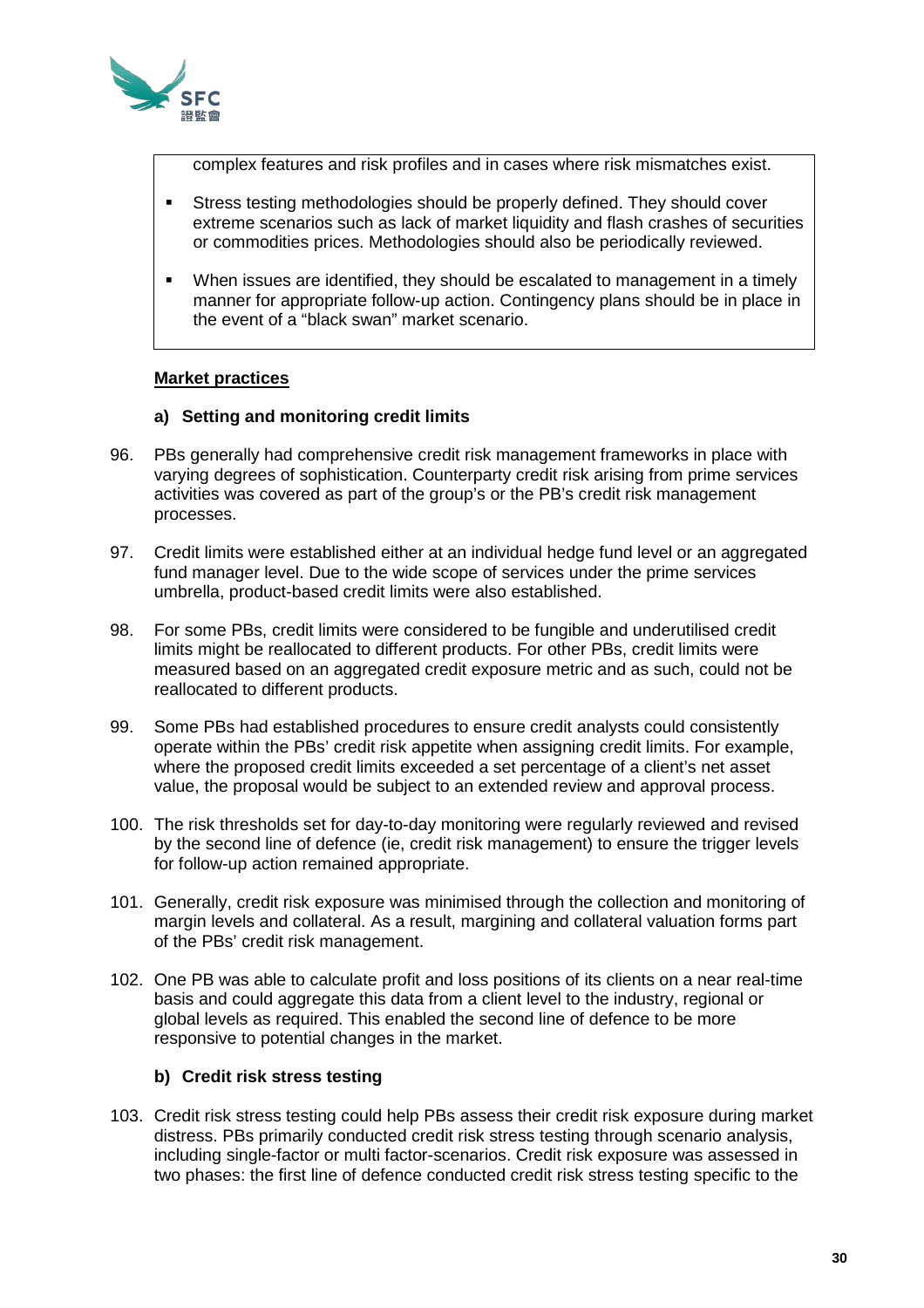complex features and risk profiles and in cases where risk mismatches exist.

- Stress testing methodologies should be properly defined. They should cover extreme scenarios such as lack of market liquidity and flash crashes of securities or commodities prices. Methodologies should also be periodically reviewed.
- When issues are identified, they should be escalated to management in a timely manner for appropriate follow-up action. Contingency plans should be in place in the event of a "black swan" market scenario.

**Market practices**

**a) Setting and monitoring credit limits**

96. PBs generally had comprehensive credit risk management frameworks in place with varying degrees of sophistication. Counterparty credit risk arising from prime services activities was covered as part of the group's or the PB's credit risk management processes.

97. Credit limits were established either at an individual hedge fund level or an aggregated fund manager level. Due to the wide scope of services under the prime services umbrella, product-based credit limits were also established.

98. For some PBs, credit limits were considered to be fungible and underutilised credit limits might be reallocated to different products. For other PBs, credit limits were measured based on an aggregated credit exposure metric and as such, could not be reallocated to different products.

99. Some PBs had established procedures to ensure credit analysts could consistently operate within the PBs' credit risk appetite when assigning credit limits. For example, where the proposed credit limits exceeded a set percentage of a client's net asset value, the proposal would be subject to an extended review and approval process.

100. The risk thresholds set for day-to-day monitoring were regularly reviewed and revised by the second line of defence (ie, credit risk management) to ensure the trigger levels for follow-up action remained appropriate.

101. Generally, credit risk exposure was minimised through the collection and monitoring of margin levels and collateral. As a result, margining and collateral valuation forms part of the PBs' credit risk management.

102. One PB was able to calculate profit and loss positions of its clients on a near real-time basis and could aggregate this data from a client level to the industry, regional or global levels as required. This enabled the second line of defence to be more responsive to potential changes in the market.

**b) Credit risk stress testing**

103. Credit risk stress testing could help PBs assess their credit risk exposure during market distress. PBs primarily conducted credit risk stress testing through scenario analysis, including single-factor or multi factor-scenarios. Credit risk exposure was assessed in two phases: the first line of defence conducted credit risk stress testing specific to the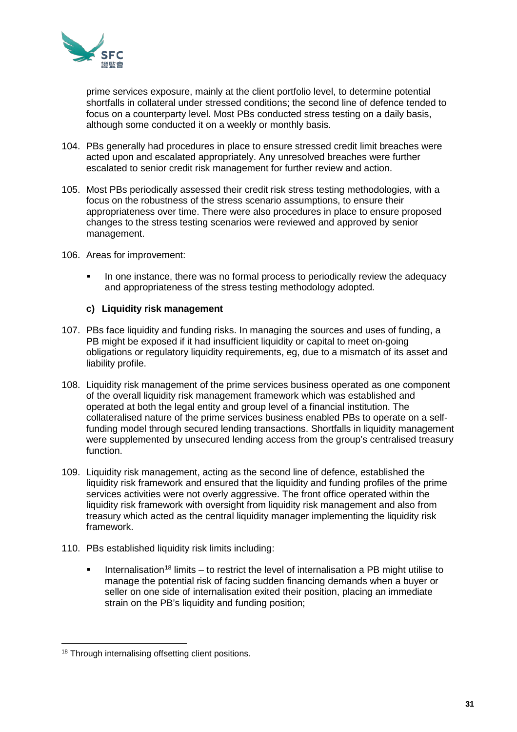prime services exposure, mainly at the client portfolio level, to determine potential shortfalls in collateral under stressed conditions; the second line of defence tended to focus on a counterparty level. Most PBs conducted stress testing on a daily basis, although some conducted it on a weekly or monthly basis.

104. PBs generally had procedures in place to ensure stressed credit limit breaches were acted upon and escalated appropriately. Any unresolved breaches were further escalated to senior credit risk management for further review and action.

105. Most PBs periodically assessed their credit risk stress testing methodologies, with a focus on the robustness of the stress scenario assumptions, to ensure their appropriateness over time. There were also procedures in place to ensure proposed changes to the stress testing scenarios were reviewed and approved by senior management.

106. Areas for improvement:

   - In one instance, there was no formal process to periodically review the adequacy and appropriateness of the stress testing methodology adopted.

#### c) Liquidity risk management

107. PBs face liquidity and funding risks. In managing the sources and uses of funding, a PB might be exposed if it had insufficient liquidity or capital to meet on-going obligations or regulatory liquidity requirements, eg, due to a mismatch of its asset and liability profile.

108. Liquidity risk management of the prime services business operated as one component of the overall liquidity risk management framework which was established and operated at both the legal entity and group level of a financial institution. The collateralised nature of the prime services business enabled PBs to operate on a self-funding model through secured lending transactions. Shortfalls in liquidity management were supplemented by unsecured lending access from the group's centralised treasury function.

109. Liquidity risk management, acting as the second line of defence, established the liquidity risk framework and ensured that the liquidity and funding profiles of the prime services activities were not overly aggressive. The front office operated within the liquidity risk framework with oversight from liquidity risk management and also from treasury which acted as the central liquidity manager implementing the liquidity risk framework.

110. PBs established liquidity risk limits including:

   - Internalisation[18] limits – to restrict the level of internalisation a PB might utilise to manage the potential risk of facing sudden financing demands when a buyer or seller on one side of internalisation exited their position, placing an immediate strain on the PB's liquidity and funding position;

[18] Through internalising offsetting client positions.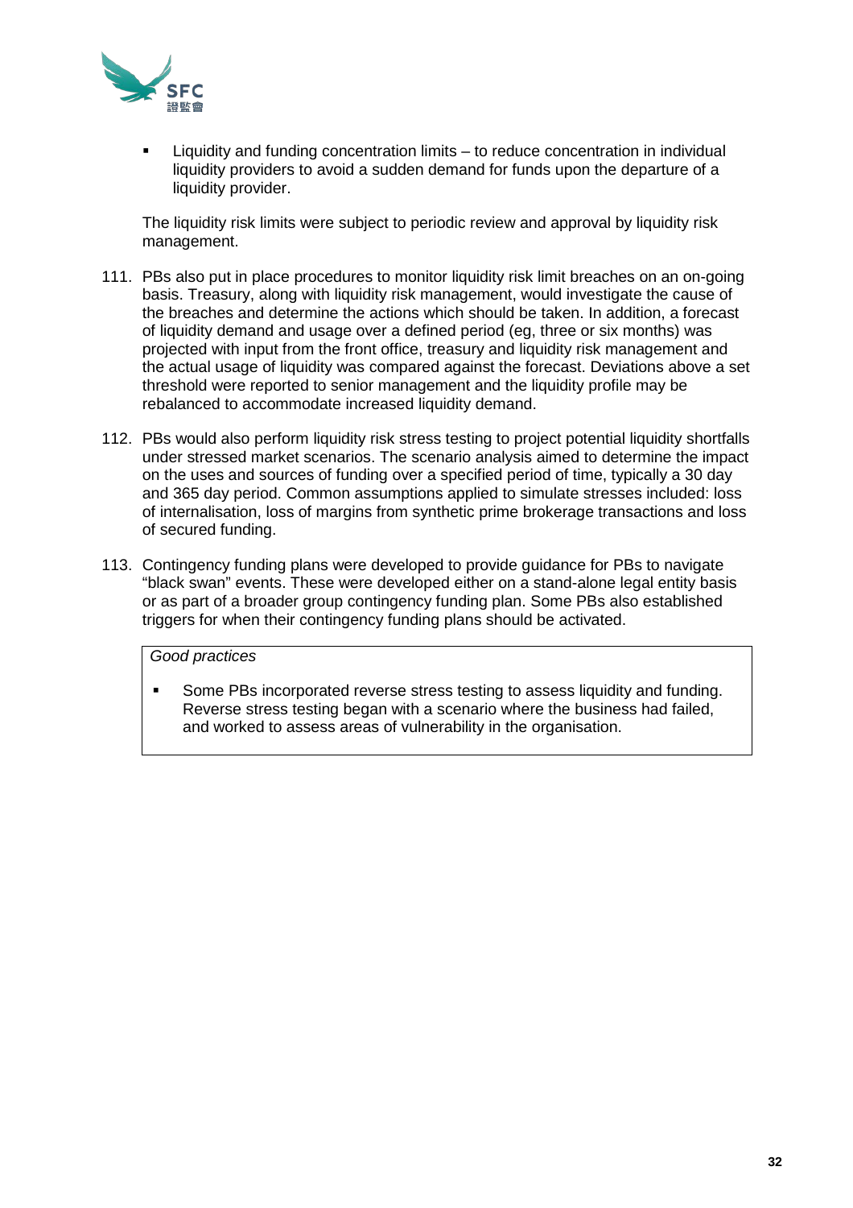- Liquidity and funding concentration limits – to reduce concentration in individual liquidity providers to avoid a sudden demand for funds upon the departure of a liquidity provider.

The liquidity risk limits were subject to periodic review and approval by liquidity risk management.

111. PBs also put in place procedures to monitor liquidity risk limit breaches on an on-going basis. Treasury, along with liquidity risk management, would investigate the cause of the breaches and determine the actions which should be taken. In addition, a forecast of liquidity demand and usage over a defined period (eg, three or six months) was projected with input from the front office, treasury and liquidity risk management and the actual usage of liquidity was compared against the forecast. Deviations above a set threshold were reported to senior management and the liquidity profile may be rebalanced to accommodate increased liquidity demand.

112. PBs would also perform liquidity risk stress testing to project potential liquidity shortfalls under stressed market scenarios. The scenario analysis aimed to determine the impact on the uses and sources of funding over a specified period of time, typically a 30 day and 365 day period. Common assumptions applied to simulate stresses included: loss of internalisation, loss of margins from synthetic prime brokerage transactions and loss of secured funding.

113. Contingency funding plans were developed to provide guidance for PBs to navigate "black swan" events. These were developed either on a stand-alone legal entity basis or as part of a broader group contingency funding plan. Some PBs also established triggers for when their contingency funding plans should be activated.

*Good practices*

- Some PBs incorporated reverse stress testing to assess liquidity and funding. Reverse stress testing began with a scenario where the business had failed, and worked to assess areas of vulnerability in the organisation.